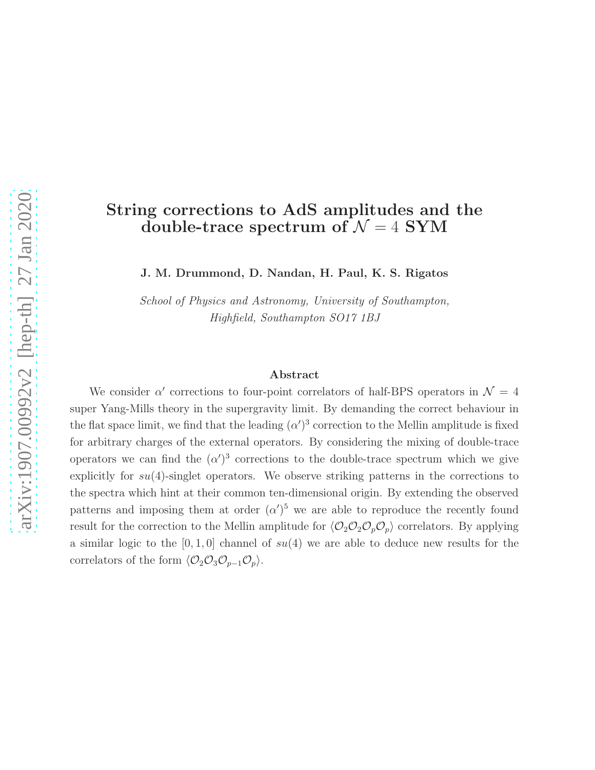# String corrections to AdS amplitudes and the double-trace spectrum of $\mathcal{N} = 4$ SYM

**J. M. Drummond, D. Nandan, H. Paul, K. S. Rigatos**

*School of Physics and Astronomy, University of Southampton,*
*Highfield, Southampton SO17 1BJ*

### Abstract

We consider $\alpha'$ corrections to four-point correlators of half-BPS operators in $\mathcal{N} = 4$ super Yang-Mills theory in the supergravity limit. By demanding the correct behaviour in the flat space limit, we find that the leading $(\alpha')^3$ correction to the Mellin amplitude is fixed for arbitrary charges of the external operators. By considering the mixing of double-trace operators we can find the $(\alpha')^3$ corrections to the double-trace spectrum which we give explicitly for $su(4)$-singlet operators. We observe striking patterns in the corrections to the spectra which hint at their common ten-dimensional origin. By extending the observed patterns and imposing them at order $(\alpha')^5$ we are able to reproduce the recently found result for the correction to the Mellin amplitude for $\langle \mathcal{O}_2 \mathcal{O}_2 \mathcal{O}_p \mathcal{O}_p \rangle$ correlators. By applying a similar logic to the $[0, 1, 0]$ channel of $su(4)$ we are able to deduce new results for the correlators of the form $\langle \mathcal{O}_2 \mathcal{O}_3 \mathcal{O}_{p-1} \mathcal{O}_p \rangle$.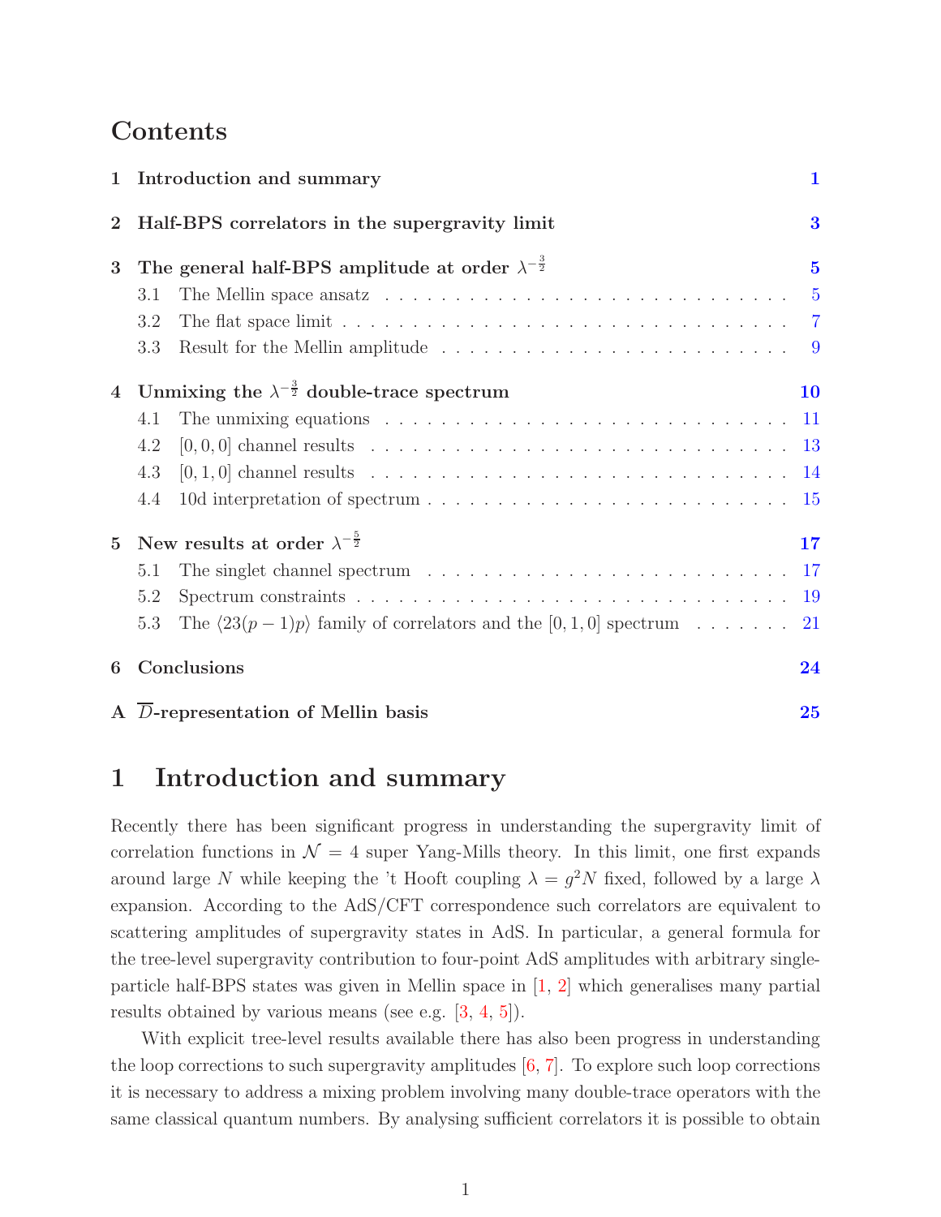## Contents

1 Introduction and summary 1

2 Half-BPS correlators in the supergravity limit 3

3 The general half-BPS amplitude at order $\lambda^{-\frac{3}{2}}$ 5
  - 3.1 The Mellin space ansatz 5
  - 3.2 The flat space limit 7
  - 3.3 Result for the Mellin amplitude 9

4 Unmixing the $\lambda^{-\frac{3}{2}}$ double-trace spectrum 10
  - 4.1 The unmixing equations 11
  - 4.2 $[0, 0, 0]$ channel results 13
  - 4.3 $[0, 1, 0]$ channel results 14
  - 4.4 10d interpretation of spectrum 15

5 New results at order $\lambda^{-\frac{5}{2}}$ 17
  - 5.1 The singlet channel spectrum 17
  - 5.2 Spectrum constraints 19
  - 5.3 The $\langle 23(p-1)p\rangle$ family of correlators and the $[0, 1, 0]$ spectrum 21

6 Conclusions 24

A $\overline{D}$-representation of Mellin basis 25

# 1 Introduction and summary

Recently there has been significant progress in understanding the supergravity limit of correlation functions in $\mathcal{N} = 4$ super Yang-Mills theory. In this limit, one first expands around large $N$ while keeping the 't Hooft coupling $\lambda = g^2 N$ fixed, followed by a large $\lambda$ expansion. According to the AdS/CFT correspondence such correlators are equivalent to scattering amplitudes of supergravity states in AdS. In particular, a general formula for the tree-level supergravity contribution to four-point AdS amplitudes with arbitrary single-particle half-BPS states was given in Mellin space in [1, 2] which generalises many partial results obtained by various means (see e.g. [3, 4, 5]).

With explicit tree-level results available there has also been progress in understanding the loop corrections to such supergravity amplitudes [6, 7]. To explore such loop corrections it is necessary to address a mixing problem involving many double-trace operators with the same classical quantum numbers. By analysing sufficient correlators it is possible to obtain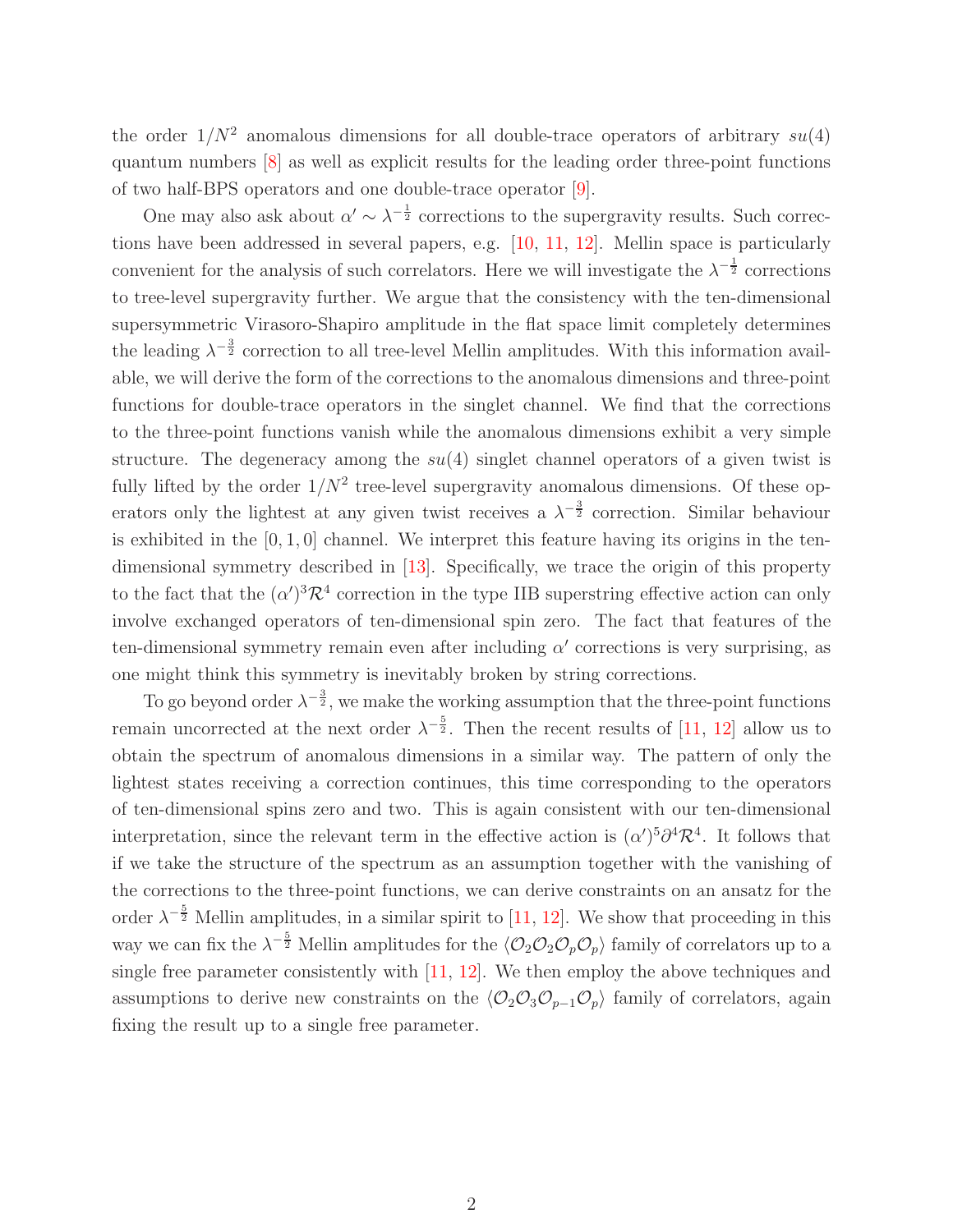the order $1/N^2$ anomalous dimensions for all double-trace operators of arbitrary $su(4)$ quantum numbers [8] as well as explicit results for the leading order three-point functions of two half-BPS operators and one double-trace operator [9].

One may also ask about $\alpha' \sim \lambda^{-\frac{1}{2}}$ corrections to the supergravity results. Such corrections have been addressed in several papers, e.g. [10, 11, 12]. Mellin space is particularly convenient for the analysis of such correlators. Here we will investigate the $\lambda^{-\frac{1}{2}}$ corrections to tree-level supergravity further. We argue that the consistency with the ten-dimensional supersymmetric Virasoro-Shapiro amplitude in the flat space limit completely determines the leading $\lambda^{-\frac{3}{2}}$ correction to all tree-level Mellin amplitudes. With this information available, we will derive the form of the corrections to the anomalous dimensions and three-point functions for double-trace operators in the singlet channel. We find that the corrections to the three-point functions vanish while the anomalous dimensions exhibit a very simple structure. The degeneracy among the $su(4)$ singlet channel operators of a given twist is fully lifted by the order $1/N^2$ tree-level supergravity anomalous dimensions. Of these operators only the lightest at any given twist receives a $\lambda^{-\frac{3}{2}}$ correction. Similar behaviour is exhibited in the $[0, 1, 0]$ channel. We interpret this feature having its origins in the ten-dimensional symmetry described in [13]. Specifically, we trace the origin of this property to the fact that the $(\alpha')^3\mathcal{R}^4$ correction in the type IIB superstring effective action can only involve exchanged operators of ten-dimensional spin zero. The fact that features of the ten-dimensional symmetry remain even after including $\alpha'$ corrections is very surprising, as one might think this symmetry is inevitably broken by string corrections.

To go beyond order $\lambda^{-\frac{3}{2}}$, we make the working assumption that the three-point functions remain uncorrected at the next order $\lambda^{-\frac{5}{2}}$. Then the recent results of [11, 12] allow us to obtain the spectrum of anomalous dimensions in a similar way. The pattern of only the lightest states receiving a correction continues, this time corresponding to the operators of ten-dimensional spins zero and two. This is again consistent with our ten-dimensional interpretation, since the relevant term in the effective action is $(\alpha')^5\partial^4\mathcal{R}^4$. It follows that if we take the structure of the spectrum as an assumption together with the vanishing of the corrections to the three-point functions, we can derive constraints on an ansatz for the order $\lambda^{-\frac{5}{2}}$ Mellin amplitudes, in a similar spirit to [11, 12]. We show that proceeding in this way we can fix the $\lambda^{-\frac{5}{2}}$ Mellin amplitudes for the $\langle\mathcal{O}_2\mathcal{O}_2\mathcal{O}_p\mathcal{O}_p\rangle$ family of correlators up to a single free parameter consistently with [11, 12]. We then employ the above techniques and assumptions to derive new constraints on the $\langle\mathcal{O}_2\mathcal{O}_3\mathcal{O}_{p-1}\mathcal{O}_p\rangle$ family of correlators, again fixing the result up to a single free parameter.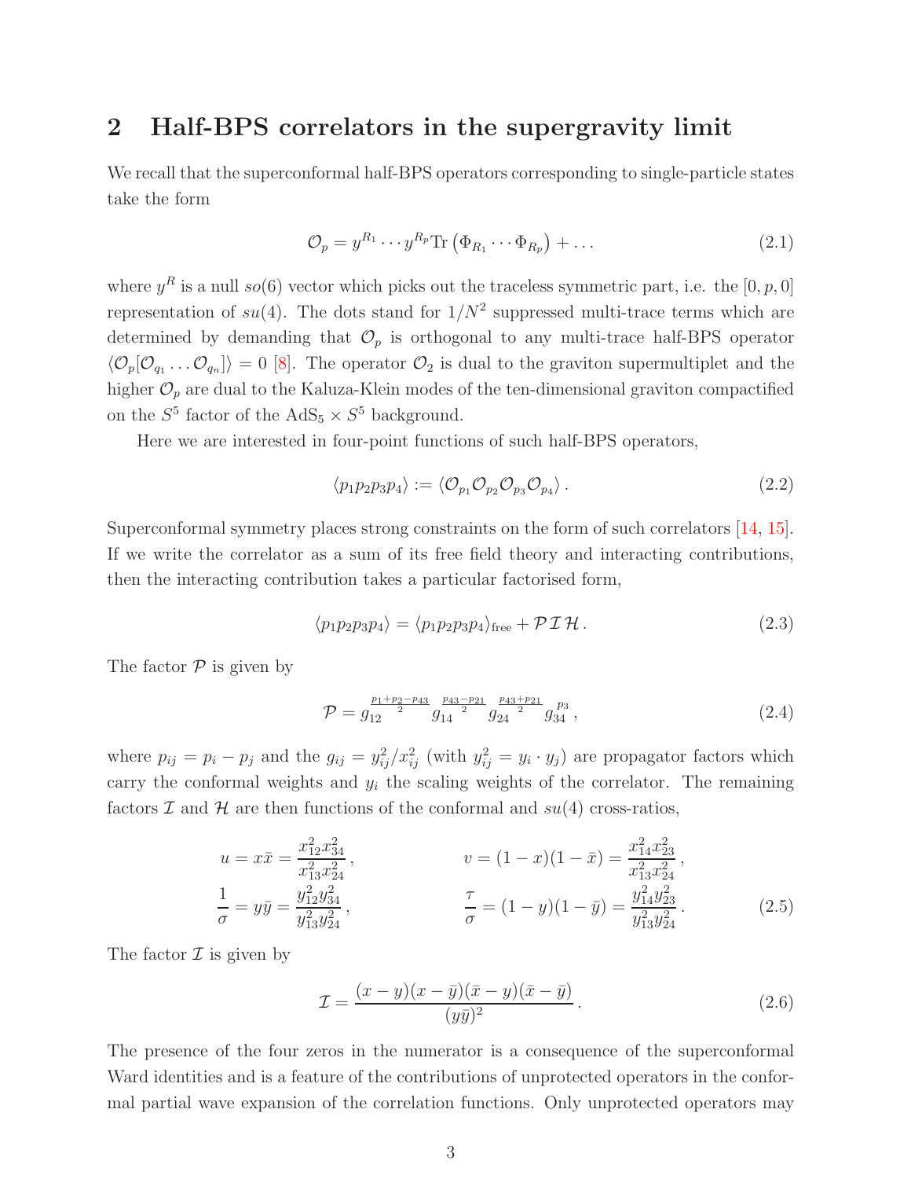## 2 Half-BPS correlators in the supergravity limit

We recall that the superconformal half-BPS operators corresponding to single-particle states take the form

$$\mathcal{O}_p = y^{R_1} \cdots y^{R_p} \mathrm{Tr}\left(\Phi_{R_1} \cdots \Phi_{R_p}\right) + \ldots \tag{2.1}$$

where $y^R$ is a null $so(6)$ vector which picks out the traceless symmetric part, i.e. the $[0, p, 0]$ representation of $su(4)$. The dots stand for $1/N^2$ suppressed multi-trace terms which are determined by demanding that $\mathcal{O}_p$ is orthogonal to any multi-trace half-BPS operator $\langle \mathcal{O}_p [\mathcal{O}_{q_1} \ldots \mathcal{O}_{q_n}] \rangle = 0$ [8]. The operator $\mathcal{O}_2$ is dual to the graviton supermultiplet and the higher $\mathcal{O}_p$ are dual to the Kaluza-Klein modes of the ten-dimensional graviton compactified on the $S^5$ factor of the $\mathrm{AdS}_5 \times S^5$ background.

Here we are interested in four-point functions of such half-BPS operators,

$$\langle p_1 p_2 p_3 p_4 \rangle := \langle \mathcal{O}_{p_1} \mathcal{O}_{p_2} \mathcal{O}_{p_3} \mathcal{O}_{p_4} \rangle \,. \tag{2.2}$$

Superconformal symmetry places strong constraints on the form of such correlators [14, 15]. If we write the correlator as a sum of its free field theory and interacting contributions, then the interacting contribution takes a particular factorised form,

$$\langle p_1 p_2 p_3 p_4 \rangle = \langle p_1 p_2 p_3 p_4 \rangle_{\text{free}} + \mathcal{P}\,\mathcal{I}\,\mathcal{H} \,. \tag{2.3}$$

The factor $\mathcal{P}$ is given by

$$\mathcal{P} = g_{12}^{\frac{p_1 + p_2 - p_{43}}{2}} g_{14}^{\frac{p_{43} - p_{21}}{2}} g_{24}^{\frac{p_{43} + p_{21}}{2}} g_{34}^{p_3} \,, \tag{2.4}$$

where $p_{ij} = p_i - p_j$ and the $g_{ij} = y_{ij}^2 / x_{ij}^2$ (with $y_{ij}^2 = y_i \cdot y_j$) are propagator factors which carry the conformal weights and $y_i$ the scaling weights of the correlator. The remaining factors $\mathcal{I}$ and $\mathcal{H}$ are then functions of the conformal and $su(4)$ cross-ratios,

$$\begin{aligned}
u &= x\bar{x} = \frac{x_{12}^2 x_{34}^2}{x_{13}^2 x_{24}^2} \,, & v &= (1-x)(1-\bar{x}) = \frac{x_{14}^2 x_{23}^2}{x_{13}^2 x_{24}^2} \,, \\
\frac{1}{\sigma} &= y\bar{y} = \frac{y_{12}^2 y_{34}^2}{y_{13}^2 y_{24}^2} \,, & \frac{\tau}{\sigma} &= (1-y)(1-\bar{y}) = \frac{y_{14}^2 y_{23}^2}{y_{13}^2 y_{24}^2} \,.
\end{aligned} \tag{2.5}$$

The factor $\mathcal{I}$ is given by

$$\mathcal{I} = \frac{(x-y)(x-\bar{y})(\bar{x}-y)(\bar{x}-\bar{y})}{(y\bar{y})^2} \,. \tag{2.6}$$

The presence of the four zeros in the numerator is a consequence of the superconformal Ward identities and is a feature of the contributions of unprotected operators in the conformal partial wave expansion of the correlation functions. Only unprotected operators may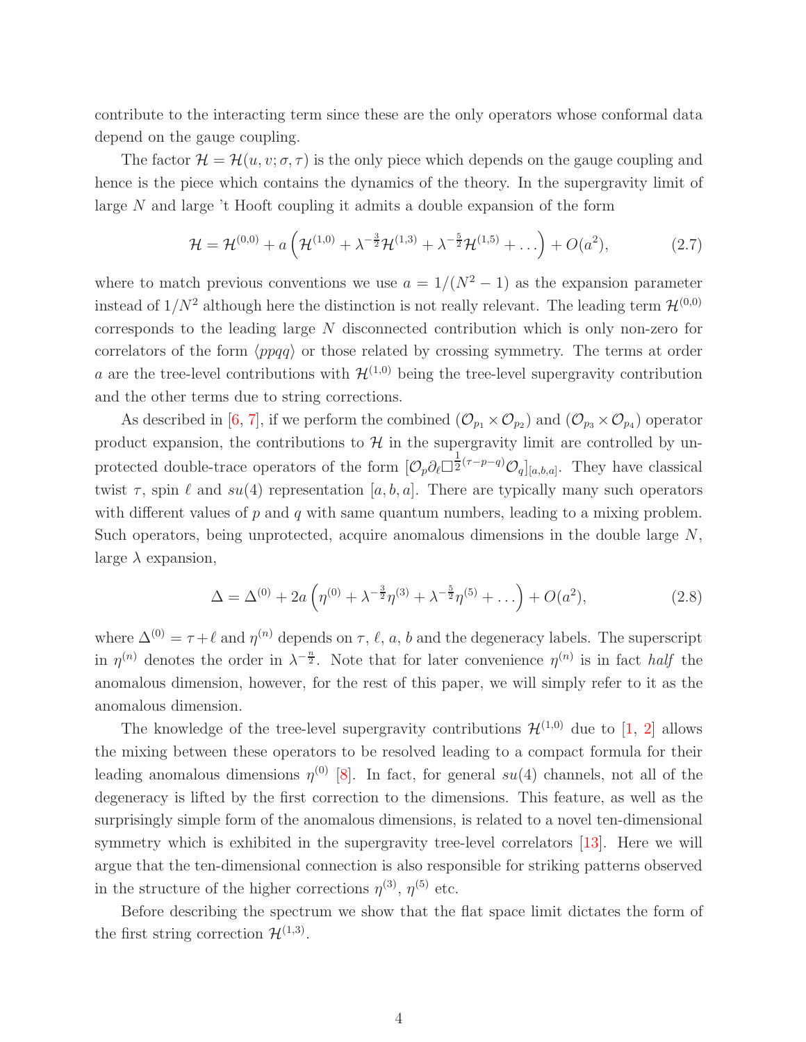contribute to the interacting term since these are the only operators whose conformal data depend on the gauge coupling.

The factor $\mathcal{H} = \mathcal{H}(u, v; \sigma, \tau)$ is the only piece which depends on the gauge coupling and hence is the piece which contains the dynamics of the theory. In the supergravity limit of large $N$ and large 't Hooft coupling it admits a double expansion of the form

$$\mathcal{H} = \mathcal{H}^{(0,0)} + a\left(\mathcal{H}^{(1,0)} + \lambda^{-\frac{3}{2}}\mathcal{H}^{(1,3)} + \lambda^{-\frac{5}{2}}\mathcal{H}^{(1,5)} + \dots\right) + O(a^2), \tag{2.7}$$

where to match previous conventions we use $a = 1/(N^2 - 1)$ as the expansion parameter instead of $1/N^2$ although here the distinction is not really relevant. The leading term $\mathcal{H}^{(0,0)}$ corresponds to the leading large $N$ disconnected contribution which is only non-zero for correlators of the form $\langle ppqq \rangle$ or those related by crossing symmetry. The terms at order $a$ are the tree-level contributions with $\mathcal{H}^{(1,0)}$ being the tree-level supergravity contribution and the other terms due to string corrections.

As described in [6, 7], if we perform the combined $(\mathcal{O}_{p_1} \times \mathcal{O}_{p_2})$ and $(\mathcal{O}_{p_3} \times \mathcal{O}_{p_4})$ operator product expansion, the contributions to $\mathcal{H}$ in the supergravity limit are controlled by unprotected double-trace operators of the form $[\mathcal{O}_p \partial_\ell \Box^{\frac{1}{2}(\tau - p - q)} \mathcal{O}_q]_{[a,b,a]}$. They have classical twist $\tau$, spin $\ell$ and $su(4)$ representation $[a, b, a]$. There are typically many such operators with different values of $p$ and $q$ with same quantum numbers, leading to a mixing problem. Such operators, being unprotected, acquire anomalous dimensions in the double large $N$, large $\lambda$ expansion,

$$\Delta = \Delta^{(0)} + 2a\left(\eta^{(0)} + \lambda^{-\frac{3}{2}}\eta^{(3)} + \lambda^{-\frac{5}{2}}\eta^{(5)} + \dots\right) + O(a^2), \tag{2.8}$$

where $\Delta^{(0)} = \tau + \ell$ and $\eta^{(n)}$ depends on $\tau$, $\ell$, $a$, $b$ and the degeneracy labels. The superscript in $\eta^{(n)}$ denotes the order in $\lambda^{-\frac{n}{2}}$. Note that for later convenience $\eta^{(n)}$ is in fact *half* the anomalous dimension, however, for the rest of this paper, we will simply refer to it as the anomalous dimension.

The knowledge of the tree-level supergravity contributions $\mathcal{H}^{(1,0)}$ due to [1, 2] allows the mixing between these operators to be resolved leading to a compact formula for their leading anomalous dimensions $\eta^{(0)}$ [8]. In fact, for general $su(4)$ channels, not all of the degeneracy is lifted by the first correction to the dimensions. This feature, as well as the surprisingly simple form of the anomalous dimensions, is related to a novel ten-dimensional symmetry which is exhibited in the supergravity tree-level correlators [13]. Here we will argue that the ten-dimensional connection is also responsible for striking patterns observed in the structure of the higher corrections $\eta^{(3)}$, $\eta^{(5)}$ etc.

Before describing the spectrum we show that the flat space limit dictates the form of the first string correction $\mathcal{H}^{(1,3)}$.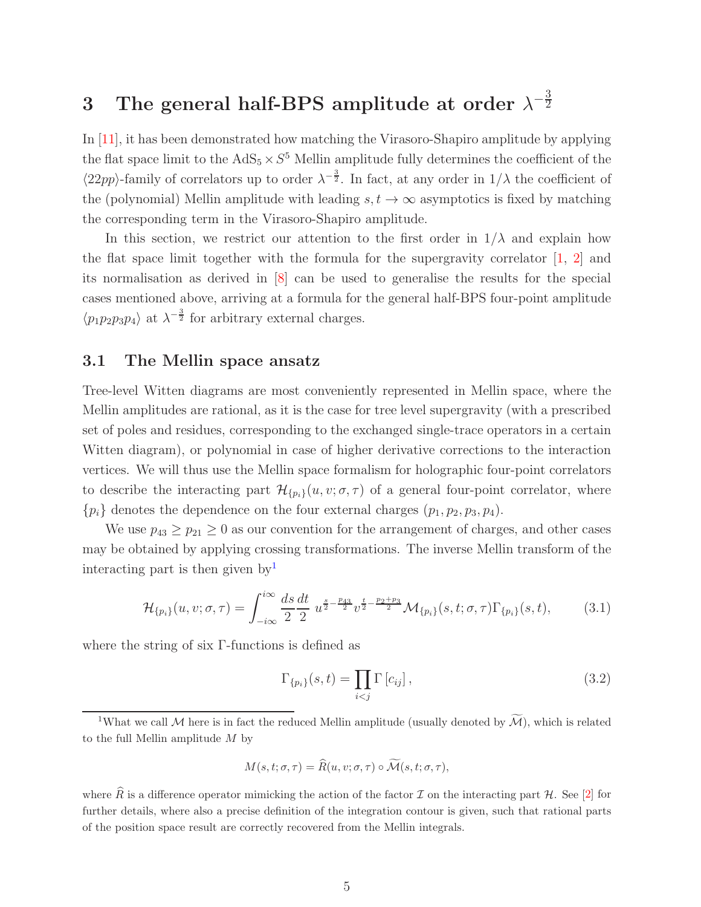# 3 The general half-BPS amplitude at order $\lambda^{-\frac{3}{2}}$

In [11], it has been demonstrated how matching the Virasoro-Shapiro amplitude by applying the flat space limit to the $\mathrm{AdS}_5 \times S^5$ Mellin amplitude fully determines the coefficient of the $\langle 22pp \rangle$-family of correlators up to order $\lambda^{-\frac{3}{2}}$. In fact, at any order in $1/\lambda$ the coefficient of the (polynomial) Mellin amplitude with leading $s, t \to \infty$ asymptotics is fixed by matching the corresponding term in the Virasoro-Shapiro amplitude.

In this section, we restrict our attention to the first order in $1/\lambda$ and explain how the flat space limit together with the formula for the supergravity correlator [1, 2] and its normalisation as derived in [8] can be used to generalise the results for the special cases mentioned above, arriving at a formula for the general half-BPS four-point amplitude $\langle p_1 p_2 p_3 p_4 \rangle$ at $\lambda^{-\frac{3}{2}}$ for arbitrary external charges.

## 3.1 The Mellin space ansatz

Tree-level Witten diagrams are most conveniently represented in Mellin space, where the Mellin amplitudes are rational, as it is the case for tree level supergravity (with a prescribed set of poles and residues, corresponding to the exchanged single-trace operators in a certain Witten diagram), or polynomial in case of higher derivative corrections to the interaction vertices. We will thus use the Mellin space formalism for holographic four-point correlators to describe the interacting part $\mathcal{H}_{\{p_i\}}(u, v; \sigma, \tau)$ of a general four-point correlator, where $\{p_i\}$ denotes the dependence on the four external charges $(p_1, p_2, p_3, p_4)$.

We use $p_{43} \geq p_{21} \geq 0$ as our convention for the arrangement of charges, and other cases may be obtained by applying crossing transformations. The inverse Mellin transform of the interacting part is then given by[1]

$$
\mathcal{H}_{\{p_i\}}(u, v; \sigma, \tau) = \int_{-i\infty}^{i\infty} \frac{ds}{2} \frac{dt}{2}\, u^{\frac{s}{2} - \frac{p_{43}}{2}} v^{\frac{t}{2} - \frac{p_2 + p_3}{2}} \mathcal{M}_{\{p_i\}}(s, t; \sigma, \tau) \Gamma_{\{p_i\}}(s, t), \tag{3.1}
$$

where the string of six $\Gamma$-functions is defined as

$$
\Gamma_{\{p_i\}}(s, t) = \prod_{i<j} \Gamma\left[c_{ij}\right], \tag{3.2}
$$

[1] What we call $\mathcal{M}$ here is in fact the reduced Mellin amplitude (usually denoted by $\widetilde{\mathcal{M}}$), which is related to the full Mellin amplitude $M$ by

$$
M(s, t; \sigma, \tau) = \widehat{R}(u, v; \sigma, \tau) \circ \widetilde{\mathcal{M}}(s, t; \sigma, \tau),
$$

where $\widehat{R}$ is a difference operator mimicking the action of the factor $\mathcal{I}$ on the interacting part $\mathcal{H}$. See [2] for further details, where also a precise definition of the integration contour is given, such that rational parts of the position space result are correctly recovered from the Mellin integrals.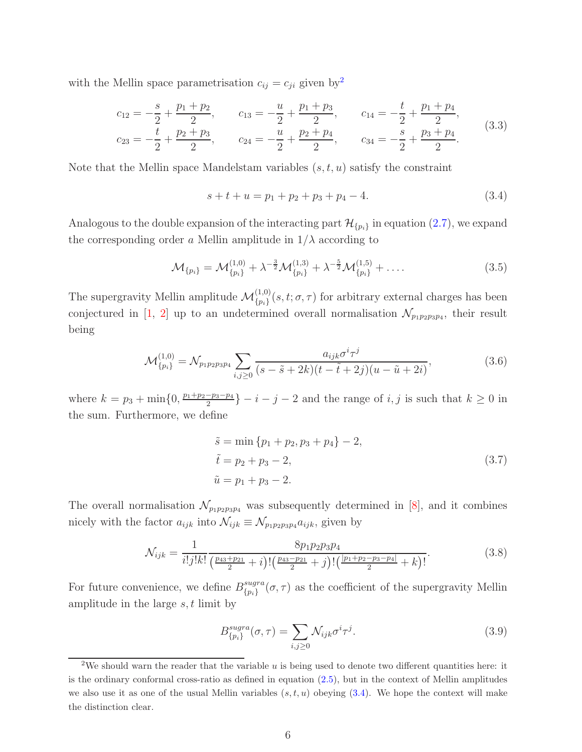with the Mellin space parametrisation $c_{ij} = c_{ji}$ given by[2]

$$
\begin{aligned}
c_{12} &= -\frac{s}{2} + \frac{p_1 + p_2}{2}, \qquad & c_{13} &= -\frac{u}{2} + \frac{p_1 + p_3}{2}, \qquad & c_{14} &= -\frac{t}{2} + \frac{p_1 + p_4}{2}, \\
c_{23} &= -\frac{t}{2} + \frac{p_2 + p_3}{2}, \qquad & c_{24} &= -\frac{u}{2} + \frac{p_2 + p_4}{2}, \qquad & c_{34} &= -\frac{s}{2} + \frac{p_3 + p_4}{2}.
\end{aligned}
\tag{3.3}
$$

Note that the Mellin space Mandelstam variables $(s, t, u)$ satisfy the constraint

$$
s + t + u = p_1 + p_2 + p_3 + p_4 - 4. \tag{3.4}
$$

Analogous to the double expansion of the interacting part $\mathcal{H}_{\{p_i\}}$ in equation (2.7), we expand the corresponding order $a$ Mellin amplitude in $1/\lambda$ according to

$$
\mathcal{M}_{\{p_i\}} = \mathcal{M}^{(1,0)}_{\{p_i\}} + \lambda^{-\frac{3}{2}} \mathcal{M}^{(1,3)}_{\{p_i\}} + \lambda^{-\frac{5}{2}} \mathcal{M}^{(1,5)}_{\{p_i\}} + \ldots . \tag{3.5}
$$

The supergravity Mellin amplitude $\mathcal{M}^{(1,0)}_{\{p_i\}}(s, t; \sigma, \tau)$ for arbitrary external charges has been conjectured in [1, 2] up to an undetermined overall normalisation $\mathcal{N}_{p_1 p_2 p_3 p_4}$, their result being

$$
\mathcal{M}^{(1,0)}_{\{p_i\}} = \mathcal{N}_{p_1 p_2 p_3 p_4} \sum_{i,j \geq 0} \frac{a_{ijk} \sigma^i \tau^j}{(s - \tilde{s} + 2k)(t - \tilde{t} + 2j)(u - \tilde{u} + 2i)}, \tag{3.6}
$$

where $k = p_3 + \min\{0, \frac{p_1 + p_2 - p_3 - p_4}{2}\} - i - j - 2$ and the range of $i, j$ is such that $k \geq 0$ in the sum. Furthermore, we define

$$
\begin{aligned}
\tilde{s} &= \min\{p_1 + p_2, p_3 + p_4\} - 2, \\
\tilde{t} &= p_2 + p_3 - 2, \\
\tilde{u} &= p_1 + p_3 - 2.
\end{aligned}
\tag{3.7}
$$

The overall normalisation $\mathcal{N}_{p_1 p_2 p_3 p_4}$ was subsequently determined in [8], and it combines nicely with the factor $a_{ijk}$ into $\mathcal{N}_{ijk} \equiv \mathcal{N}_{p_1 p_2 p_3 p_4} a_{ijk}$, given by

$$
\mathcal{N}_{ijk} = \frac{1}{i! j! k!} \frac{8 p_1 p_2 p_3 p_4}{\left(\frac{p_{43} + p_{21}}{2} + i\right)! \left(\frac{p_{43} - p_{21}}{2} + j\right)! \left(\frac{|p_1 + p_2 - p_3 - p_4|}{2} + k\right)!}. \tag{3.8}
$$

For future convenience, we define $B^{sugra}_{\{p_i\}}(\sigma, \tau)$ as the coefficient of the supergravity Mellin amplitude in the large $s, t$ limit by

$$
B^{sugra}_{\{p_i\}}(\sigma, \tau) = \sum_{i,j \geq 0} \mathcal{N}_{ijk} \sigma^i \tau^j. \tag{3.9}
$$

[2] We should warn the reader that the variable $u$ is being used to denote two different quantities here: it is the ordinary conformal cross-ratio as defined in equation (2.5), but in the context of Mellin amplitudes we also use it as one of the usual Mellin variables $(s, t, u)$ obeying (3.4). We hope the context will make the distinction clear.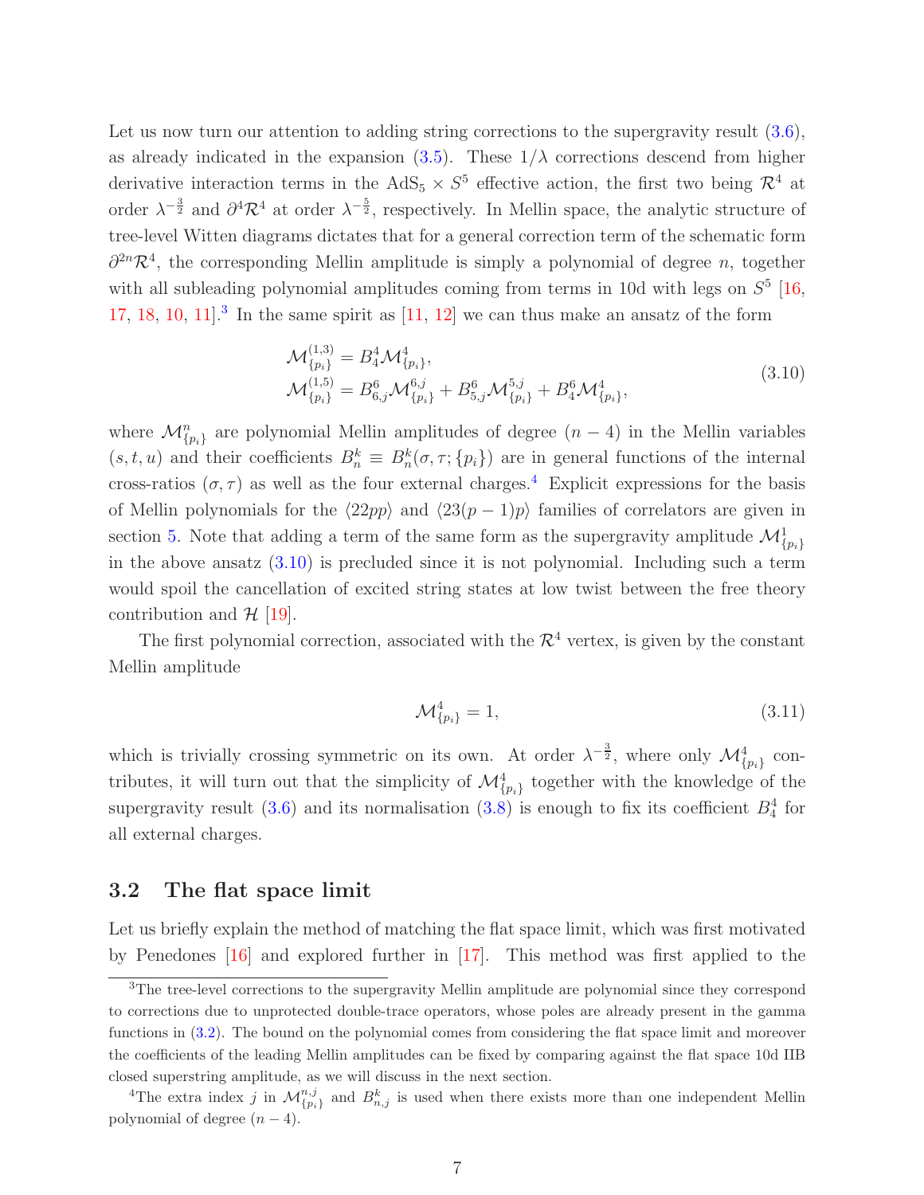Let us now turn our attention to adding string corrections to the supergravity result (3.6), as already indicated in the expansion (3.5). These $1/\lambda$ corrections descend from higher derivative interaction terms in the AdS$_5 \times S^5$ effective action, the first two being $\mathcal{R}^4$ at order $\lambda^{-\frac{3}{2}}$ and $\partial^4\mathcal{R}^4$ at order $\lambda^{-\frac{5}{2}}$, respectively. In Mellin space, the analytic structure of tree-level Witten diagrams dictates that for a general correction term of the schematic form $\partial^{2n}\mathcal{R}^4$, the corresponding Mellin amplitude is simply a polynomial of degree $n$, together with all subleading polynomial amplitudes coming from terms in 10d with legs on $S^5$ [16, 17, 18, 10, 11].[3] In the same spirit as [11, 12] we can thus make an ansatz of the form

$$
\begin{aligned}
\mathcal{M}^{(1,3)}_{\{p_i\}} &= B^4_4 \mathcal{M}^4_{\{p_i\}}, \\
\mathcal{M}^{(1,5)}_{\{p_i\}} &= B^6_{6,j} \mathcal{M}^{6,j}_{\{p_i\}} + B^6_{5,j} \mathcal{M}^{5,j}_{\{p_i\}} + B^6_4 \mathcal{M}^4_{\{p_i\}},
\end{aligned}
\tag{3.10}
$$

where $\mathcal{M}^n_{\{p_i\}}$ are polynomial Mellin amplitudes of degree $(n-4)$ in the Mellin variables $(s,t,u)$ and their coefficients $B^k_n \equiv B^k_n(\sigma, \tau; \{p_i\})$ are in general functions of the internal cross-ratios $(\sigma, \tau)$ as well as the four external charges.[4] Explicit expressions for the basis of Mellin polynomials for the $\langle 22pp \rangle$ and $\langle 23(p-1)p \rangle$ families of correlators are given in section 5. Note that adding a term of the same form as the supergravity amplitude $\mathcal{M}^1_{\{p_i\}}$ in the above ansatz (3.10) is precluded since it is not polynomial. Including such a term would spoil the cancellation of excited string states at low twist between the free theory contribution and $\mathcal{H}$ [19].

The first polynomial correction, associated with the $\mathcal{R}^4$ vertex, is given by the constant Mellin amplitude

$$
\mathcal{M}^4_{\{p_i\}} = 1,
\tag{3.11}
$$

which is trivially crossing symmetric on its own. At order $\lambda^{-\frac{3}{2}}$, where only $\mathcal{M}^4_{\{p_i\}}$ contributes, it will turn out that the simplicity of $\mathcal{M}^4_{\{p_i\}}$ together with the knowledge of the supergravity result (3.6) and its normalisation (3.8) is enough to fix its coefficient $B^4_4$ for all external charges.

## 3.2 The flat space limit

Let us briefly explain the method of matching the flat space limit, which was first motivated by Penedones [16] and explored further in [17]. This method was first applied to the

[3] The tree-level corrections to the supergravity Mellin amplitude are polynomial since they correspond to corrections due to unprotected double-trace operators, whose poles are already present in the gamma functions in (3.2). The bound on the polynomial comes from considering the flat space limit and moreover the coefficients of the leading Mellin amplitudes can be fixed by comparing against the flat space 10d IIB closed superstring amplitude, as we will discuss in the next section.

[4] The extra index $j$ in $\mathcal{M}^{n,j}_{\{p_i\}}$ and $B^k_{n,j}$ is used when there exists more than one independent Mellin polynomial of degree $(n-4)$.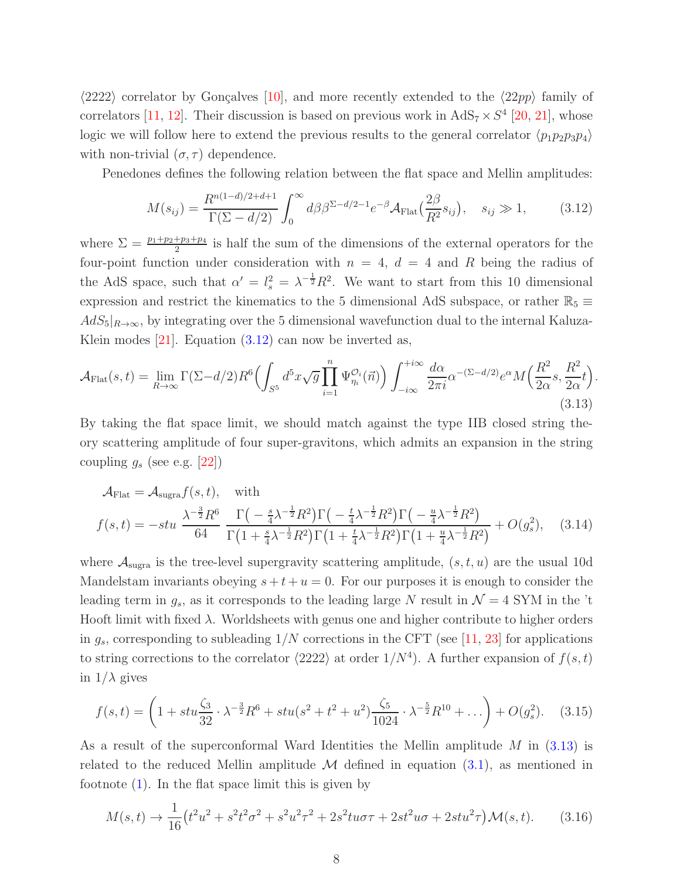$\langle 2222 \rangle$ correlator by Gonçalves [10], and more recently extended to the $\langle 22pp \rangle$ family of correlators [11, 12]. Their discussion is based on previous work in $\mathrm{AdS}_7 \times S^4$ [20, 21], whose logic we will follow here to extend the previous results to the general correlator $\langle p_1 p_2 p_3 p_4 \rangle$ with non-trivial $(\sigma, \tau)$ dependence.

Penedones defines the following relation between the flat space and Mellin amplitudes:

$$
M(s_{ij}) = \frac{R^{n(1-d)/2+d+1}}{\Gamma(\Sigma - d/2)} \int_0^\infty d\beta \beta^{\Sigma - d/2 - 1} e^{-\beta} \mathcal{A}_{\mathrm{Flat}}\Big(\frac{2\beta}{R^2} s_{ij}\Big), \quad s_{ij} \gg 1, \tag{3.12}
$$

where $\Sigma = \frac{p_1+p_2+p_3+p_4}{2}$ is half the sum of the dimensions of the external operators for the four-point function under consideration with $n = 4$, $d = 4$ and $R$ being the radius of the AdS space, such that $\alpha' = l_s^2 = \lambda^{-\frac{1}{2}} R^2$. We want to start from this 10 dimensional expression and restrict the kinematics to the 5 dimensional AdS subspace, or rather $\mathbb{R}_5 \equiv AdS_5|_{R\to\infty}$, by integrating over the 5 dimensional wavefunction dual to the internal Kaluza-Klein modes [21]. Equation (3.12) can now be inverted as,

$$
\mathcal{A}_{\mathrm{Flat}}(s,t) = \lim_{R\to\infty} \Gamma(\Sigma - d/2) R^6 \Big( \int_{S^5} d^5x \sqrt{g} \prod_{i=1}^n \Psi_{\eta_i}^{\mathcal{O}_i}(\vec{n}) \Big) \int_{-i\infty}^{+i\infty} \frac{d\alpha}{2\pi i} \alpha^{-(\Sigma - d/2)} e^{\alpha} M\Big(\frac{R^2}{2\alpha} s, \frac{R^2}{2\alpha} t\Big). \tag{3.13}
$$

By taking the flat space limit, we should match against the type IIB closed string theory scattering amplitude of four super-gravitons, which admits an expansion in the string coupling $g_s$ (see e.g. [22])

$$
\begin{aligned}
&\mathcal{A}_{\mathrm{Flat}} = \mathcal{A}_{\mathrm{sugra}} f(s,t), \quad \text{with} \\
&f(s,t) = -stu \, \frac{\lambda^{-\frac{3}{2}} R^6}{64} \, \frac{\Gamma\big(-\frac{s}{4}\lambda^{-\frac{1}{2}}R^2\big)\Gamma\big(-\frac{t}{4}\lambda^{-\frac{1}{2}}R^2\big)\Gamma\big(-\frac{u}{4}\lambda^{-\frac{1}{2}}R^2\big)}{\Gamma\big(1+\frac{s}{4}\lambda^{-\frac{1}{2}}R^2\big)\Gamma\big(1+\frac{t}{4}\lambda^{-\frac{1}{2}}R^2\big)\Gamma\big(1+\frac{u}{4}\lambda^{-\frac{1}{2}}R^2\big)} + O(g_s^2),
\end{aligned} \tag{3.14}
$$

where $\mathcal{A}_{\mathrm{sugra}}$ is the tree-level supergravity scattering amplitude, $(s,t,u)$ are the usual 10d Mandelstam invariants obeying $s+t+u=0$. For our purposes it is enough to consider the leading term in $g_s$, as it corresponds to the leading large $N$ result in $\mathcal{N}=4$ SYM in the 't Hooft limit with fixed $\lambda$. Worldsheets with genus one and higher contribute to higher orders in $g_s$, corresponding to subleading $1/N$ corrections in the CFT (see [11, 23] for applications to string corrections to the correlator $\langle 2222 \rangle$ at order $1/N^4$). A further expansion of $f(s,t)$ in $1/\lambda$ gives

$$
f(s,t) = \bigg( 1 + stu \frac{\zeta_3}{32} \cdot \lambda^{-\frac{3}{2}} R^6 + stu(s^2+t^2+u^2) \frac{\zeta_5}{1024} \cdot \lambda^{-\frac{5}{2}} R^{10} + \dots \bigg) + O(g_s^2). \tag{3.15}
$$

As a result of the superconformal Ward Identities the Mellin amplitude $M$ in (3.13) is related to the reduced Mellin amplitude $\mathcal{M}$ defined in equation (3.1), as mentioned in footnote (1). In the flat space limit this is given by

$$
M(s,t) \to \frac{1}{16}\big(t^2u^2 + s^2t^2\sigma^2 + s^2u^2\tau^2 + 2s^2tu\sigma\tau + 2st^2u\sigma + 2stu^2\tau\big)\mathcal{M}(s,t). \tag{3.16}
$$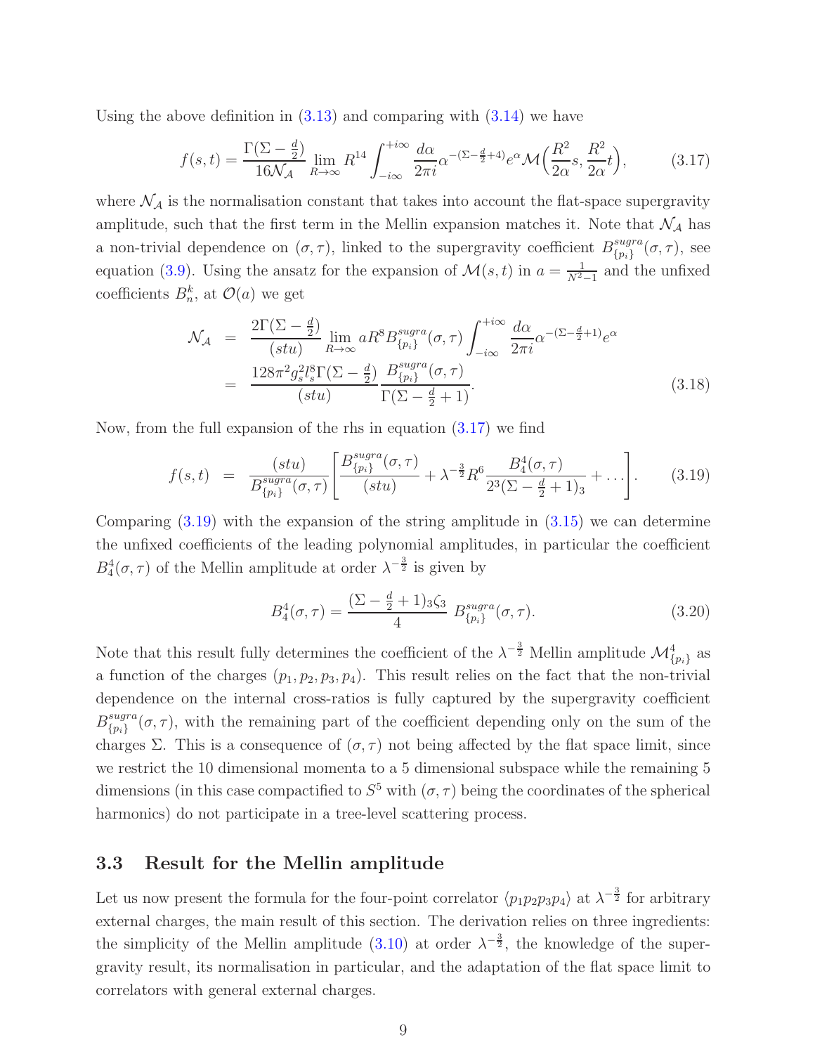Using the above definition in (3.13) and comparing with (3.14) we have

$$f(s,t) = \frac{\Gamma(\Sigma - \frac{d}{2})}{16\mathcal{N}_{\mathcal{A}}} \lim_{R\to\infty} R^{14} \int_{-i\infty}^{+i\infty} \frac{d\alpha}{2\pi i} \alpha^{-(\Sigma - \frac{d}{2}+4)} e^{\alpha} \mathcal{M}\Big(\frac{R^2}{2\alpha}s, \frac{R^2}{2\alpha}t\Big), \tag{3.17}$$

where $\mathcal{N}_{\mathcal{A}}$ is the normalisation constant that takes into account the flat-space supergravity amplitude, such that the first term in the Mellin expansion matches it. Note that $\mathcal{N}_{\mathcal{A}}$ has a non-trivial dependence on $(\sigma,\tau)$, linked to the supergravity coefficient $B^{sugra}_{\{p_i\}}(\sigma,\tau)$, see equation (3.9). Using the ansatz for the expansion of $\mathcal{M}(s,t)$ in $a = \frac{1}{N^2-1}$ and the unfixed coefficients $B^k_n$, at $\mathcal{O}(a)$ we get

$$\begin{aligned}
\mathcal{N}_{\mathcal{A}} &= \frac{2\Gamma(\Sigma - \frac{d}{2})}{(stu)} \lim_{R\to\infty} aR^8 B^{sugra}_{\{p_i\}}(\sigma,\tau) \int_{-i\infty}^{+i\infty} \frac{d\alpha}{2\pi i} \alpha^{-(\Sigma - \frac{d}{2}+1)} e^{\alpha} \\
&= \frac{128\pi^2 g_s^2 l_s^8 \Gamma(\Sigma - \frac{d}{2})}{(stu)} \frac{B^{sugra}_{\{p_i\}}(\sigma,\tau)}{\Gamma(\Sigma - \frac{d}{2}+1)}.
\end{aligned} \tag{3.18}$$

Now, from the full expansion of the rhs in equation (3.17) we find

$$f(s,t) = \frac{(stu)}{B^{sugra}_{\{p_i\}}(\sigma,\tau)} \left[ \frac{B^{sugra}_{\{p_i\}}(\sigma,\tau)}{(stu)} + \lambda^{-\frac{3}{2}} R^6 \frac{B^4_4(\sigma,\tau)}{2^3(\Sigma - \frac{d}{2}+1)_3} + \dots \right]. \tag{3.19}$$

Comparing (3.19) with the expansion of the string amplitude in (3.15) we can determine the unfixed coefficients of the leading polynomial amplitudes, in particular the coefficient $B^4_4(\sigma,\tau)$ of the Mellin amplitude at order $\lambda^{-\frac{3}{2}}$ is given by

$$B^4_4(\sigma,\tau) = \frac{(\Sigma - \frac{d}{2}+1)_3 \zeta_3}{4} \; B^{sugra}_{\{p_i\}}(\sigma,\tau). \tag{3.20}$$

Note that this result fully determines the coefficient of the $\lambda^{-\frac{3}{2}}$ Mellin amplitude $\mathcal{M}^4_{\{p_i\}}$ as a function of the charges $(p_1,p_2,p_3,p_4)$. This result relies on the fact that the non-trivial dependence on the internal cross-ratios is fully captured by the supergravity coefficient $B^{sugra}_{\{p_i\}}(\sigma,\tau)$, with the remaining part of the coefficient depending only on the sum of the charges $\Sigma$. This is a consequence of $(\sigma,\tau)$ not being affected by the flat space limit, since we restrict the 10 dimensional momenta to a 5 dimensional subspace while the remaining 5 dimensions (in this case compactified to $S^5$ with $(\sigma,\tau)$ being the coordinates of the spherical harmonics) do not participate in a tree-level scattering process.

### 3.3 Result for the Mellin amplitude

Let us now present the formula for the four-point correlator $\langle p_1 p_2 p_3 p_4 \rangle$ at $\lambda^{-\frac{3}{2}}$ for arbitrary external charges, the main result of this section. The derivation relies on three ingredients: the simplicity of the Mellin amplitude (3.10) at order $\lambda^{-\frac{3}{2}}$, the knowledge of the supergravity result, its normalisation in particular, and the adaptation of the flat space limit to correlators with general external charges.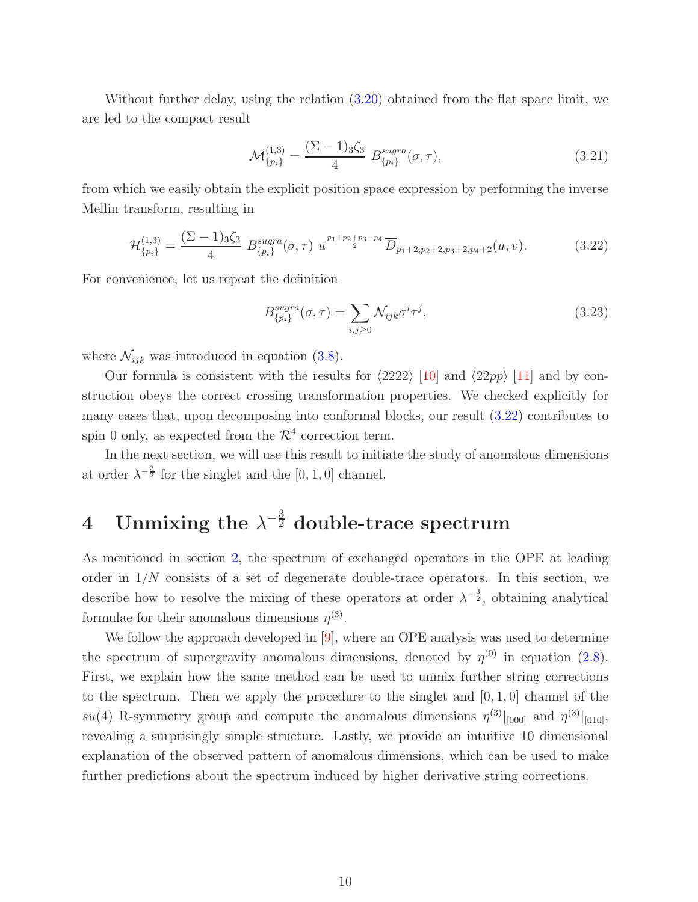Without further delay, using the relation (3.20) obtained from the flat space limit, we are led to the compact result

$$\mathcal{M}^{(1,3)}_{\{p_i\}} = \frac{(\Sigma-1)_3\zeta_3}{4}\, B^{sugra}_{\{p_i\}}(\sigma,\tau), \tag{3.21}$$

from which we easily obtain the explicit position space expression by performing the inverse Mellin transform, resulting in

$$\mathcal{H}^{(1,3)}_{\{p_i\}} = \frac{(\Sigma-1)_3\zeta_3}{4}\, B^{sugra}_{\{p_i\}}(\sigma,\tau)\; u^{\frac{p_1+p_2+p_3-p_4}{2}}\overline{D}_{p_1+2,p_2+2,p_3+2,p_4+2}(u,v). \tag{3.22}$$

For convenience, let us repeat the definition

$$B^{sugra}_{\{p_i\}}(\sigma,\tau) = \sum_{i,j\geq 0}\mathcal{N}_{ijk}\sigma^i\tau^j, \tag{3.23}$$

where $\mathcal{N}_{ijk}$ was introduced in equation (3.8).

Our formula is consistent with the results for $\langle 2222\rangle$ [10] and $\langle 22pp\rangle$ [11] and by construction obeys the correct crossing transformation properties. We checked explicitly for many cases that, upon decomposing into conformal blocks, our result (3.22) contributes to spin 0 only, as expected from the $\mathcal{R}^4$ correction term.

In the next section, we will use this result to initiate the study of anomalous dimensions at order $\lambda^{-\frac{3}{2}}$ for the singlet and the $[0,1,0]$ channel.

# 4 Unmixing the $\lambda^{-\frac{3}{2}}$ double-trace spectrum

As mentioned in section 2, the spectrum of exchanged operators in the OPE at leading order in $1/N$ consists of a set of degenerate double-trace operators. In this section, we describe how to resolve the mixing of these operators at order $\lambda^{-\frac{3}{2}}$, obtaining analytical formulae for their anomalous dimensions $\eta^{(3)}$.

We follow the approach developed in [9], where an OPE analysis was used to determine the spectrum of supergravity anomalous dimensions, denoted by $\eta^{(0)}$ in equation (2.8). First, we explain how the same method can be used to unmix further string corrections to the spectrum. Then we apply the procedure to the singlet and $[0,1,0]$ channel of the $su(4)$ R-symmetry group and compute the anomalous dimensions $\eta^{(3)}|_{[000]}$ and $\eta^{(3)}|_{[010]}$, revealing a surprisingly simple structure. Lastly, we provide an intuitive 10 dimensional explanation of the observed pattern of anomalous dimensions, which can be used to make further predictions about the spectrum induced by higher derivative string corrections.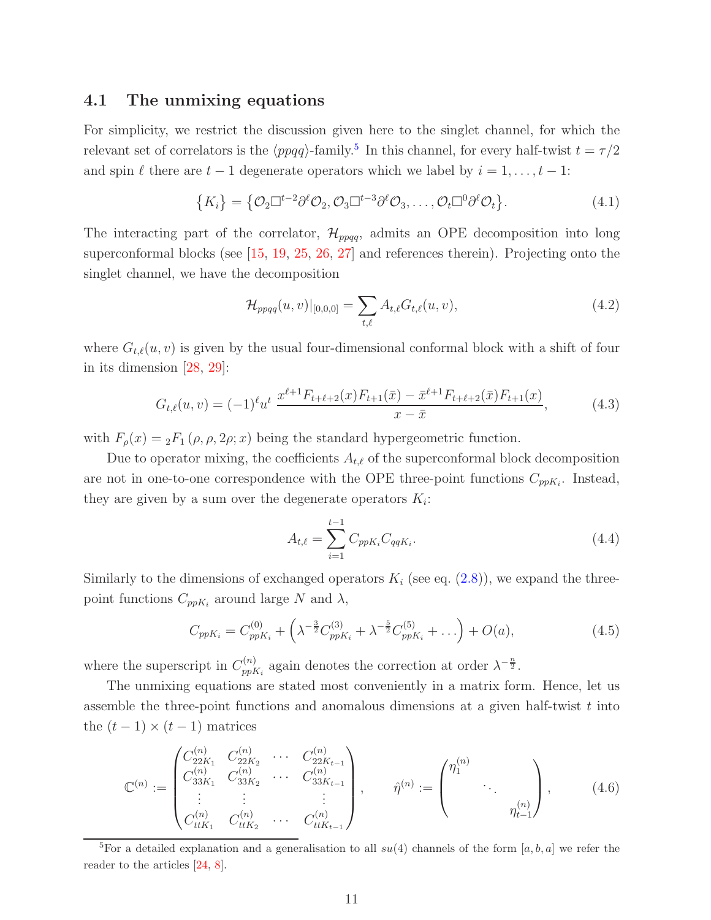### 4.1 The unmixing equations

For simplicity, we restrict the discussion given here to the singlet channel, for which the relevant set of correlators is the $\langle ppqq\rangle$-family.[5] In this channel, for every half-twist $t = \tau/2$ and spin $\ell$ there are $t-1$ degenerate operators which we label by $i = 1, \dots, t-1$:

$$\{K_i\} = \{\mathcal{O}_2 \Box^{t-2} \partial^\ell \mathcal{O}_2, \mathcal{O}_3 \Box^{t-3} \partial^\ell \mathcal{O}_3, \dots, \mathcal{O}_t \Box^0 \partial^\ell \mathcal{O}_t\}. \tag{4.1}$$

The interacting part of the correlator, $\mathcal{H}_{ppqq}$, admits an OPE decomposition into long superconformal blocks (see [15, 19, 25, 26, 27] and references therein). Projecting onto the singlet channel, we have the decomposition

$$\mathcal{H}_{ppqq}(u,v)|_{[0,0,0]} = \sum_{t,\ell} A_{t,\ell} G_{t,\ell}(u,v), \tag{4.2}$$

where $G_{t,\ell}(u,v)$ is given by the usual four-dimensional conformal block with a shift of four in its dimension [28, 29]:

$$G_{t,\ell}(u,v) = (-1)^\ell u^t \, \frac{x^{\ell+1} F_{t+\ell+2}(x) F_{t+1}(\bar{x}) - \bar{x}^{\ell+1} F_{t+\ell+2}(\bar{x}) F_{t+1}(x)}{x - \bar{x}}, \tag{4.3}$$

with $F_\rho(x) = {}_2F_1(\rho, \rho, 2\rho; x)$ being the standard hypergeometric function.

Due to operator mixing, the coefficients $A_{t,\ell}$ of the superconformal block decomposition are not in one-to-one correspondence with the OPE three-point functions $C_{ppK_i}$. Instead, they are given by a sum over the degenerate operators $K_i$:

$$A_{t,\ell} = \sum_{i=1}^{t-1} C_{ppK_i} C_{qqK_i}. \tag{4.4}$$

Similarly to the dimensions of exchanged operators $K_i$ (see eq. (2.8)), we expand the three-point functions $C_{ppK_i}$ around large $N$ and $\lambda$,

$$C_{ppK_i} = C^{(0)}_{ppK_i} + \left(\lambda^{-\frac{3}{2}} C^{(3)}_{ppK_i} + \lambda^{-\frac{5}{2}} C^{(5)}_{ppK_i} + \dots\right) + O(a), \tag{4.5}$$

where the superscript in $C^{(n)}_{ppK_i}$ again denotes the correction at order $\lambda^{-\frac{n}{2}}$.

The unmixing equations are stated most conveniently in a matrix form. Hence, let us assemble the three-point functions and anomalous dimensions at a given half-twist $t$ into the $(t-1)\times(t-1)$ matrices

$$\mathbb{C}^{(n)} := \begin{pmatrix} C^{(n)}_{22K_1} & C^{(n)}_{22K_2} & \cdots & C^{(n)}_{22K_{t-1}} \\ C^{(n)}_{33K_1} & C^{(n)}_{33K_2} & \cdots & C^{(n)}_{33K_{t-1}} \\ \vdots & \vdots & & \vdots \\ C^{(n)}_{ttK_1} & C^{(n)}_{ttK_2} & \cdots & C^{(n)}_{ttK_{t-1}} \end{pmatrix}, \qquad \hat{\eta}^{(n)} := \begin{pmatrix} \eta^{(n)}_1 & & \\ & \ddots & \\ & & \eta^{(n)}_{t-1} \end{pmatrix}, \tag{4.6}$$

[5] For a detailed explanation and a generalisation to all $su(4)$ channels of the form $[a,b,a]$ we refer the reader to the articles [24, 8].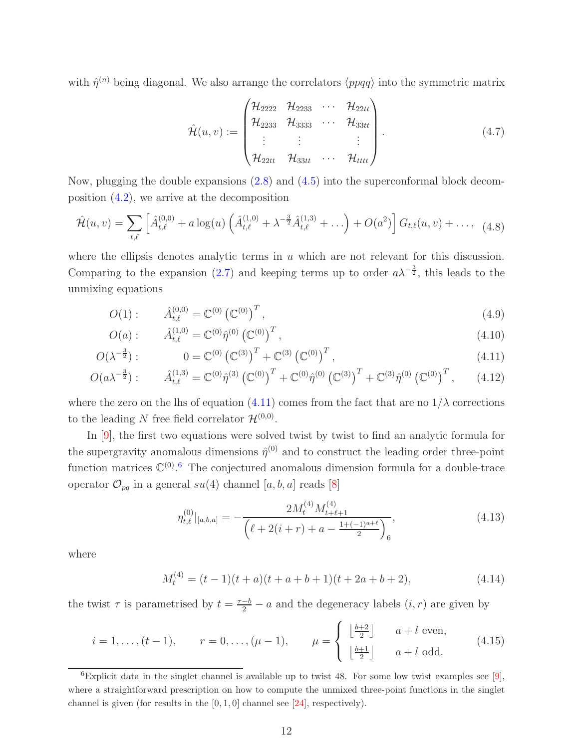with $\hat{\eta}^{(n)}$ being diagonal. We also arrange the correlators $\langle ppqq \rangle$ into the symmetric matrix

$$\hat{\mathcal{H}}(u,v) := \begin{pmatrix} \mathcal{H}_{2222} & \mathcal{H}_{2233} & \cdots & \mathcal{H}_{22tt} \\ \mathcal{H}_{2233} & \mathcal{H}_{3333} & \cdots & \mathcal{H}_{33tt} \\ \vdots & \vdots & & \vdots \\ \mathcal{H}_{22tt} & \mathcal{H}_{33tt} & \cdots & \mathcal{H}_{tttt} \end{pmatrix}. \tag{4.7}$$

Now, plugging the double expansions (2.8) and (4.5) into the superconformal block decomposition (4.2), we arrive at the decomposition

$$\hat{\mathcal{H}}(u,v) = \sum_{t,\ell} \left[ \hat{A}^{(0,0)}_{t,\ell} + a \log(u) \left( \hat{A}^{(1,0)}_{t,\ell} + \lambda^{-\frac{3}{2}} \hat{A}^{(1,3)}_{t,\ell} + \dots \right) + O(a^2) \right] G_{t,\ell}(u,v) + \dots, \tag{4.8}$$

where the ellipsis denotes analytic terms in $u$ which are not relevant for this discussion. Comparing to the expansion (2.7) and keeping terms up to order $a\lambda^{-\frac{3}{2}}$, this leads to the unmixing equations

$$O(1): \qquad \hat{A}^{(0,0)}_{t,\ell} = \mathbb{C}^{(0)} \left(\mathbb{C}^{(0)}\right)^T, \tag{4.9}$$

$$O(a): \qquad \hat{A}^{(1,0)}_{t,\ell} = \mathbb{C}^{(0)} \hat{\eta}^{(0)} \left(\mathbb{C}^{(0)}\right)^T, \tag{4.10}$$

$$O(\lambda^{-\frac{3}{2}}): \qquad 0 = \mathbb{C}^{(0)} \left(\mathbb{C}^{(3)}\right)^T + \mathbb{C}^{(3)} \left(\mathbb{C}^{(0)}\right)^T, \tag{4.11}$$

$$O(a\lambda^{-\frac{3}{2}}): \qquad \hat{A}^{(1,3)}_{t,\ell} = \mathbb{C}^{(0)} \hat{\eta}^{(3)} \left(\mathbb{C}^{(0)}\right)^T + \mathbb{C}^{(0)} \hat{\eta}^{(0)} \left(\mathbb{C}^{(3)}\right)^T + \mathbb{C}^{(3)} \hat{\eta}^{(0)} \left(\mathbb{C}^{(0)}\right)^T, \tag{4.12}$$

where the zero on the lhs of equation (4.11) comes from the fact that are no $1/\lambda$ corrections to the leading $N$ free field correlator $\mathcal{H}^{(0,0)}$.

In [9], the first two equations were solved twist by twist to find an analytic formula for the supergravity anomalous dimensions $\hat{\eta}^{(0)}$ and to construct the leading order three-point function matrices $\mathbb{C}^{(0)}$.[6] The conjectured anomalous dimension formula for a double-trace operator $\mathcal{O}_{pq}$ in a general $su(4)$ channel $[a,b,a]$ reads [8]

$$\eta^{(0)}_{t,\ell}|_{[a,b,a]} = -\frac{2M^{(4)}_t M^{(4)}_{t+\ell+1}}{\left(\ell + 2(i+r) + a - \frac{1+(-1)^{a+\ell}}{2}\right)_6}, \tag{4.13}$$

where

$$M^{(4)}_t = (t-1)(t+a)(t+a+b+1)(t+2a+b+2), \tag{4.14}$$

the twist $\tau$ is parametrised by $t = \frac{\tau - b}{2} - a$ and the degeneracy labels $(i,r)$ are given by

$$i = 1, \dots, (t-1), \qquad r = 0, \dots, (\mu - 1), \qquad \mu = \begin{cases} \left\lfloor \frac{b+2}{2} \right\rfloor & a + l \text{ even}, \\ \left\lfloor \frac{b+1}{2} \right\rfloor & a + l \text{ odd}. \end{cases} \tag{4.15}$$

---

[6] Explicit data in the singlet channel is available up to twist 48. For some low twist examples see [9], where a straightforward prescription on how to compute the unmixed three-point functions in the singlet channel is given (for results in the $[0,1,0]$ channel see [24], respectively).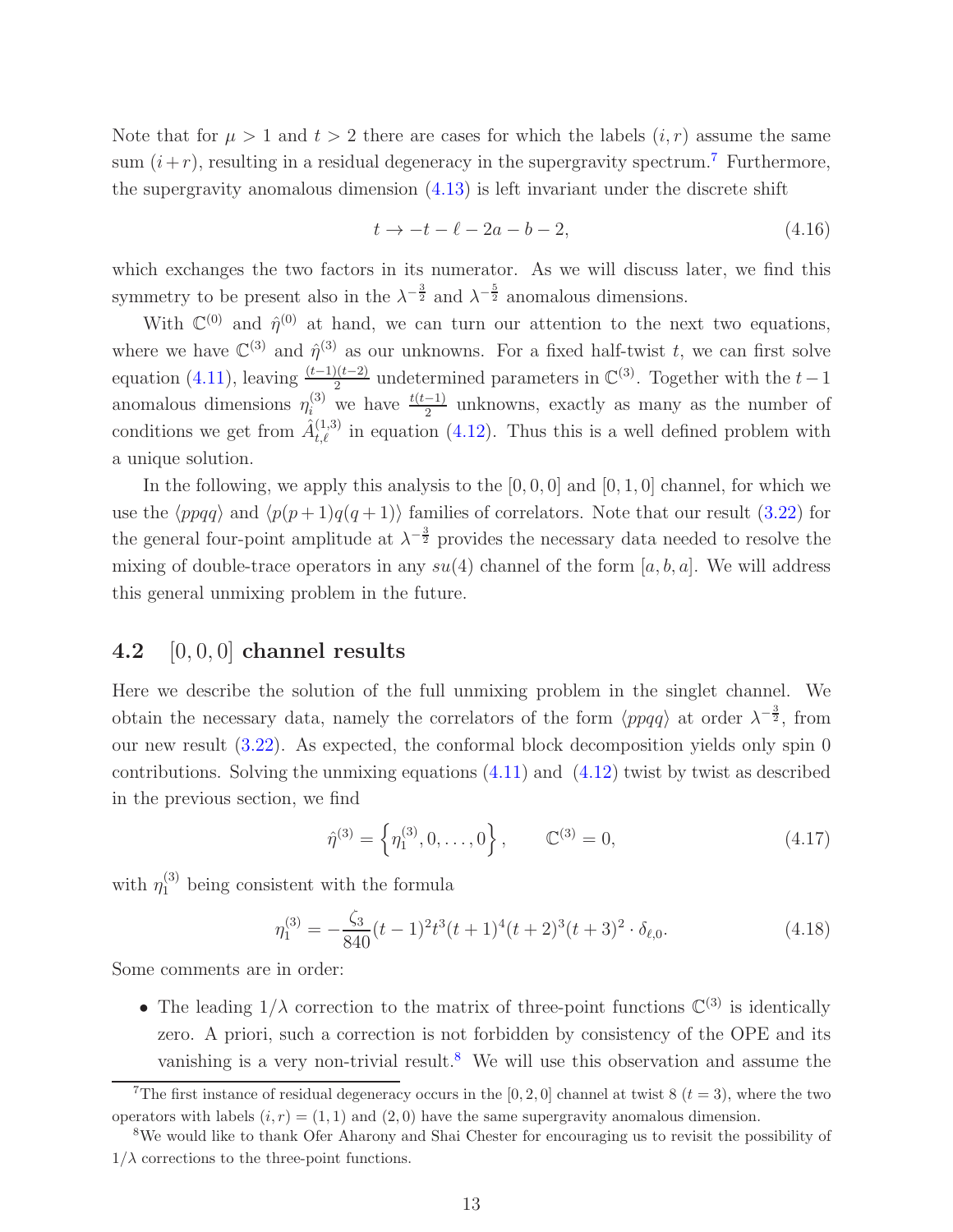Note that for $\mu > 1$ and $t > 2$ there are cases for which the labels $(i, r)$ assume the same sum $(i+r)$, resulting in a residual degeneracy in the supergravity spectrum.[7] Furthermore, the supergravity anomalous dimension (4.13) is left invariant under the discrete shift

$$t \to -t - \ell - 2a - b - 2, \tag{4.16}$$

which exchanges the two factors in its numerator. As we will discuss later, we find this symmetry to be present also in the $\lambda^{-\frac{3}{2}}$ and $\lambda^{-\frac{5}{2}}$ anomalous dimensions.

With $\mathbb{C}^{(0)}$ and $\hat{\eta}^{(0)}$ at hand, we can turn our attention to the next two equations, where we have $\mathbb{C}^{(3)}$ and $\hat{\eta}^{(3)}$ as our unknowns. For a fixed half-twist $t$, we can first solve equation (4.11), leaving $\frac{(t-1)(t-2)}{2}$ undetermined parameters in $\mathbb{C}^{(3)}$. Together with the $t-1$ anomalous dimensions $\eta_i^{(3)}$ we have $\frac{t(t-1)}{2}$ unknowns, exactly as many as the number of conditions we get from $\hat{A}^{(1,3)}_{t,\ell}$ in equation (4.12). Thus this is a well defined problem with a unique solution.

In the following, we apply this analysis to the $[0, 0, 0]$ and $[0, 1, 0]$ channel, for which we use the $\langle ppqq \rangle$ and $\langle p(p+1)q(q+1) \rangle$ families of correlators. Note that our result (3.22) for the general four-point amplitude at $\lambda^{-\frac{3}{2}}$ provides the necessary data needed to resolve the mixing of double-trace operators in any $su(4)$ channel of the form $[a, b, a]$. We will address this general unmixing problem in the future.

## 4.2 $[0, 0, 0]$ channel results

Here we describe the solution of the full unmixing problem in the singlet channel. We obtain the necessary data, namely the correlators of the form $\langle ppqq \rangle$ at order $\lambda^{-\frac{3}{2}}$, from our new result (3.22). As expected, the conformal block decomposition yields only spin 0 contributions. Solving the unmixing equations (4.11) and (4.12) twist by twist as described in the previous section, we find

$$\hat{\eta}^{(3)} = \left\{ \eta_1^{(3)}, 0, \ldots, 0 \right\}, \qquad \mathbb{C}^{(3)} = 0, \tag{4.17}$$

with $\eta_1^{(3)}$ being consistent with the formula

$$\eta_1^{(3)} = -\frac{\zeta_3}{840}(t-1)^2 t^3 (t+1)^4 (t+2)^3 (t+3)^2 \cdot \delta_{\ell,0}. \tag{4.18}$$

Some comments are in order:

- The leading $1/\lambda$ correction to the matrix of three-point functions $\mathbb{C}^{(3)}$ is identically zero. A priori, such a correction is not forbidden by consistency of the OPE and its vanishing is a very non-trivial result.[8] We will use this observation and assume the

---

[7] The first instance of residual degeneracy occurs in the $[0, 2, 0]$ channel at twist 8 ($t = 3$), where the two operators with labels $(i, r) = (1, 1)$ and $(2, 0)$ have the same supergravity anomalous dimension.

[8] We would like to thank Ofer Aharony and Shai Chester for encouraging us to revisit the possibility of $1/\lambda$ corrections to the three-point functions.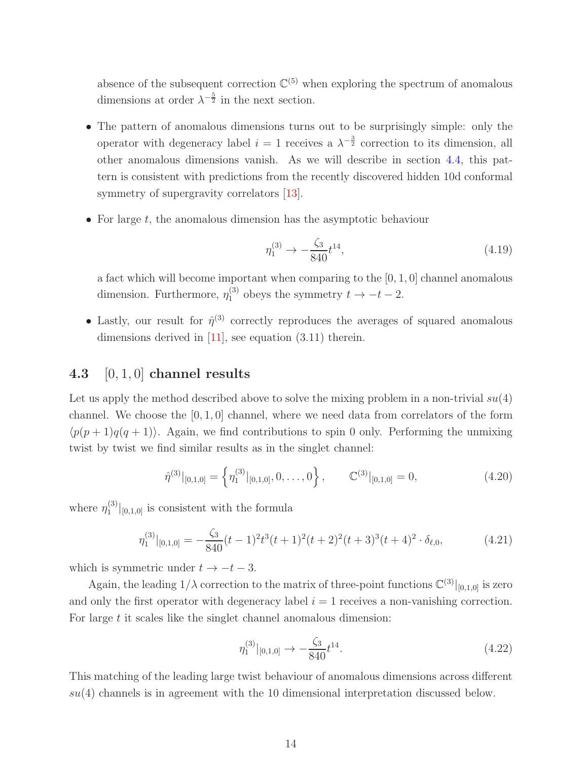absence of the subsequent correction $\mathbb{C}^{(5)}$ when exploring the spectrum of anomalous dimensions at order $\lambda^{-\frac{5}{2}}$ in the next section.

- The pattern of anomalous dimensions turns out to be surprisingly simple: only the operator with degeneracy label $i = 1$ receives a $\lambda^{-\frac{3}{2}}$ correction to its dimension, all other anomalous dimensions vanish. As we will describe in section 4.4, this pattern is consistent with predictions from the recently discovered hidden 10d conformal symmetry of supergravity correlators [13].

- For large $t$, the anomalous dimension has the asymptotic behaviour

$$\eta_1^{(3)} \to -\frac{\zeta_3}{840} t^{14}, \tag{4.19}$$

  a fact which will become important when comparing to the $[0, 1, 0]$ channel anomalous dimension. Furthermore, $\eta_1^{(3)}$ obeys the symmetry $t \to -t - 2$.

- Lastly, our result for $\hat{\eta}^{(3)}$ correctly reproduces the averages of squared anomalous dimensions derived in [11], see equation (3.11) therein.

### 4.3 $[0, 1, 0]$ channel results

Let us apply the method described above to solve the mixing problem in a non-trivial $su(4)$ channel. We choose the $[0, 1, 0]$ channel, where we need data from correlators of the form $\langle p(p+1)q(q+1)\rangle$. Again, we find contributions to spin 0 only. Performing the unmixing twist by twist we find similar results as in the singlet channel:

$$\hat{\eta}^{(3)}|_{[0,1,0]} = \left\{ \eta_1^{(3)}|_{[0,1,0]}, 0, \ldots, 0 \right\}, \qquad \mathbb{C}^{(3)}|_{[0,1,0]} = 0, \tag{4.20}$$

where $\eta_1^{(3)}|_{[0,1,0]}$ is consistent with the formula

$$\eta_1^{(3)}|_{[0,1,0]} = -\frac{\zeta_3}{840}(t-1)^2 t^3 (t+1)^2 (t+2)^2 (t+3)^3 (t+4)^2 \cdot \delta_{\ell,0}, \tag{4.21}$$

which is symmetric under $t \to -t - 3$.

Again, the leading $1/\lambda$ correction to the matrix of three-point functions $\mathbb{C}^{(3)}|_{[0,1,0]}$ is zero and only the first operator with degeneracy label $i = 1$ receives a non-vanishing correction. For large $t$ it scales like the singlet channel anomalous dimension:

$$\eta_1^{(3)}|_{[0,1,0]} \to -\frac{\zeta_3}{840} t^{14}. \tag{4.22}$$

This matching of the leading large twist behaviour of anomalous dimensions across different $su(4)$ channels is in agreement with the 10 dimensional interpretation discussed below.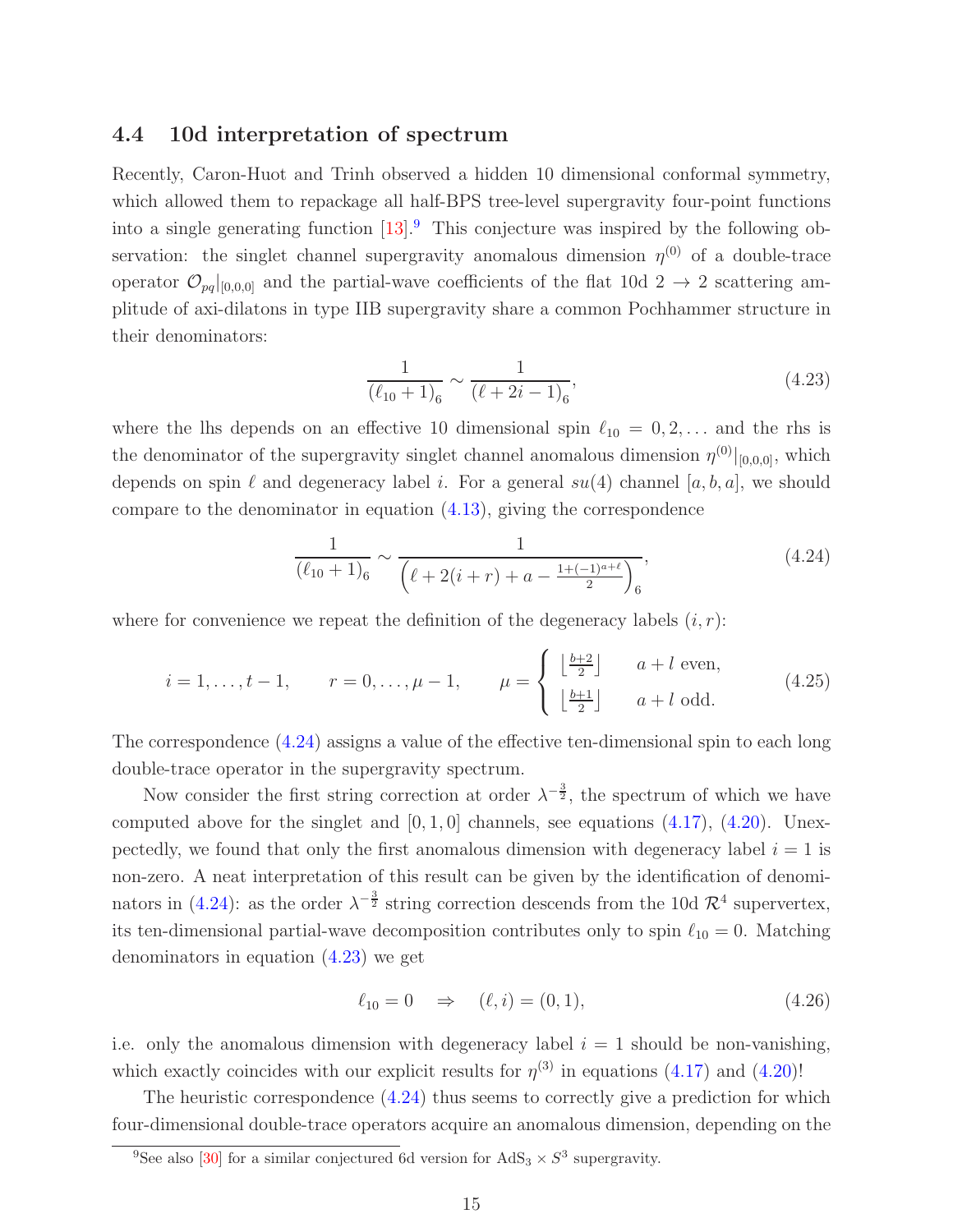### 4.4 10d interpretation of spectrum

Recently, Caron-Huot and Trinh observed a hidden 10 dimensional conformal symmetry, which allowed them to repackage all half-BPS tree-level supergravity four-point functions into a single generating function [13].[9] This conjecture was inspired by the following observation: the singlet channel supergravity anomalous dimension $\eta^{(0)}$ of a double-trace operator $\mathcal{O}_{pq}|_{[0,0,0]}$ and the partial-wave coefficients of the flat 10d $2 \to 2$ scattering amplitude of axi-dilatons in type IIB supergravity share a common Pochhammer structure in their denominators:

$$\frac{1}{(\ell_{10}+1)_6} \sim \frac{1}{(\ell+2i-1)_6}, \tag{4.23}$$

where the lhs depends on an effective 10 dimensional spin $\ell_{10} = 0, 2, \dots$ and the rhs is the denominator of the supergravity singlet channel anomalous dimension $\eta^{(0)}|_{[0,0,0]}$, which depends on spin $\ell$ and degeneracy label $i$. For a general $su(4)$ channel $[a,b,a]$, we should compare to the denominator in equation (4.13), giving the correspondence

$$\frac{1}{(\ell_{10}+1)_6} \sim \frac{1}{\left(\ell+2(i+r)+a-\frac{1+(-1)^{a+\ell}}{2}\right)_6}, \tag{4.24}$$

where for convenience we repeat the definition of the degeneracy labels $(i,r)$:

$$i = 1, \dots, t-1, \qquad r = 0, \dots, \mu - 1, \qquad \mu = \begin{cases} \left\lfloor \frac{b+2}{2} \right\rfloor & a+l \text{ even}, \\ \left\lfloor \frac{b+1}{2} \right\rfloor & a+l \text{ odd}. \end{cases} \tag{4.25}$$

The correspondence (4.24) assigns a value of the effective ten-dimensional spin to each long double-trace operator in the supergravity spectrum.

Now consider the first string correction at order $\lambda^{-\frac{3}{2}}$, the spectrum of which we have computed above for the singlet and $[0,1,0]$ channels, see equations (4.17), (4.20). Unexpectedly, we found that only the first anomalous dimension with degeneracy label $i=1$ is non-zero. A neat interpretation of this result can be given by the identification of denominators in (4.24): as the order $\lambda^{-\frac{3}{2}}$ string correction descends from the 10d $\mathcal{R}^4$ supervertex, its ten-dimensional partial-wave decomposition contributes only to spin $\ell_{10} = 0$. Matching denominators in equation (4.23) we get

$$\ell_{10} = 0 \quad \Rightarrow \quad (\ell, i) = (0, 1), \tag{4.26}$$

i.e. only the anomalous dimension with degeneracy label $i=1$ should be non-vanishing, which exactly coincides with our explicit results for $\eta^{(3)}$ in equations (4.17) and (4.20)!

The heuristic correspondence (4.24) thus seems to correctly give a prediction for which four-dimensional double-trace operators acquire an anomalous dimension, depending on the

[9] See also [30] for a similar conjectured 6d version for $\mathrm{AdS}_3 \times S^3$ supergravity.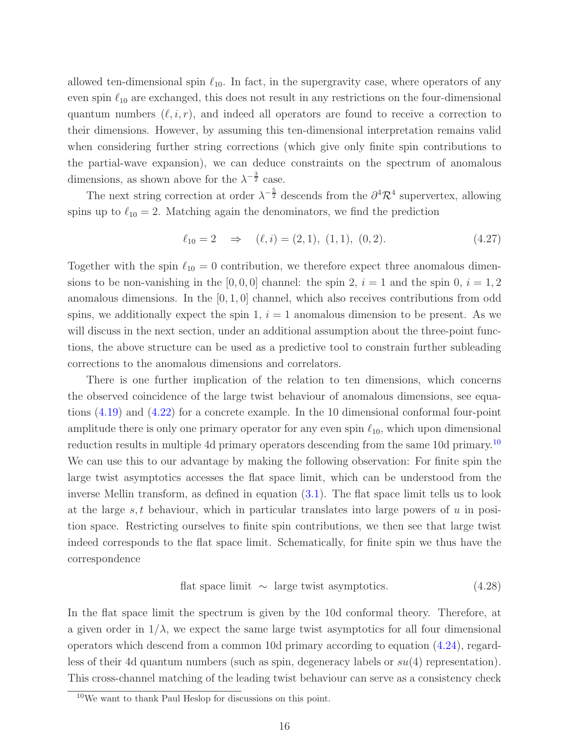allowed ten-dimensional spin $\ell_{10}$. In fact, in the supergravity case, where operators of any even spin $\ell_{10}$ are exchanged, this does not result in any restrictions on the four-dimensional quantum numbers $(\ell, i, r)$, and indeed all operators are found to receive a correction to their dimensions. However, by assuming this ten-dimensional interpretation remains valid when considering further string corrections (which give only finite spin contributions to the partial-wave expansion), we can deduce constraints on the spectrum of anomalous dimensions, as shown above for the $\lambda^{-\frac{3}{2}}$ case.

The next string correction at order $\lambda^{-\frac{5}{2}}$ descends from the $\partial^4\mathcal{R}^4$ supervertex, allowing spins up to $\ell_{10} = 2$. Matching again the denominators, we find the prediction

$$\ell_{10} = 2 \quad \Rightarrow \quad (\ell, i) = (2, 1),\ (1, 1),\ (0, 2). \tag{4.27}$$

Together with the spin $\ell_{10} = 0$ contribution, we therefore expect three anomalous dimensions to be non-vanishing in the $[0, 0, 0]$ channel: the spin 2, $i = 1$ and the spin 0, $i = 1, 2$ anomalous dimensions. In the $[0, 1, 0]$ channel, which also receives contributions from odd spins, we additionally expect the spin 1, $i = 1$ anomalous dimension to be present. As we will discuss in the next section, under an additional assumption about the three-point functions, the above structure can be used as a predictive tool to constrain further subleading corrections to the anomalous dimensions and correlators.

There is one further implication of the relation to ten dimensions, which concerns the observed coincidence of the large twist behaviour of anomalous dimensions, see equations (4.19) and (4.22) for a concrete example. In the 10 dimensional conformal four-point amplitude there is only one primary operator for any even spin $\ell_{10}$, which upon dimensional reduction results in multiple 4d primary operators descending from the same 10d primary.[10] We can use this to our advantage by making the following observation: For finite spin the large twist asymptotics accesses the flat space limit, which can be understood from the inverse Mellin transform, as defined in equation (3.1). The flat space limit tells us to look at the large $s, t$ behaviour, which in particular translates into large powers of $u$ in position space. Restricting ourselves to finite spin contributions, we then see that large twist indeed corresponds to the flat space limit. Schematically, for finite spin we thus have the correspondence

$$\text{flat space limit} \ \sim \ \text{large twist asymptotics.} \tag{4.28}$$

In the flat space limit the spectrum is given by the 10d conformal theory. Therefore, at a given order in $1/\lambda$, we expect the same large twist asymptotics for all four dimensional operators which descend from a common 10d primary according to equation (4.24), regardless of their 4d quantum numbers (such as spin, degeneracy labels or $su(4)$ representation). This cross-channel matching of the leading twist behaviour can serve as a consistency check

[10] We want to thank Paul Heslop for discussions on this point.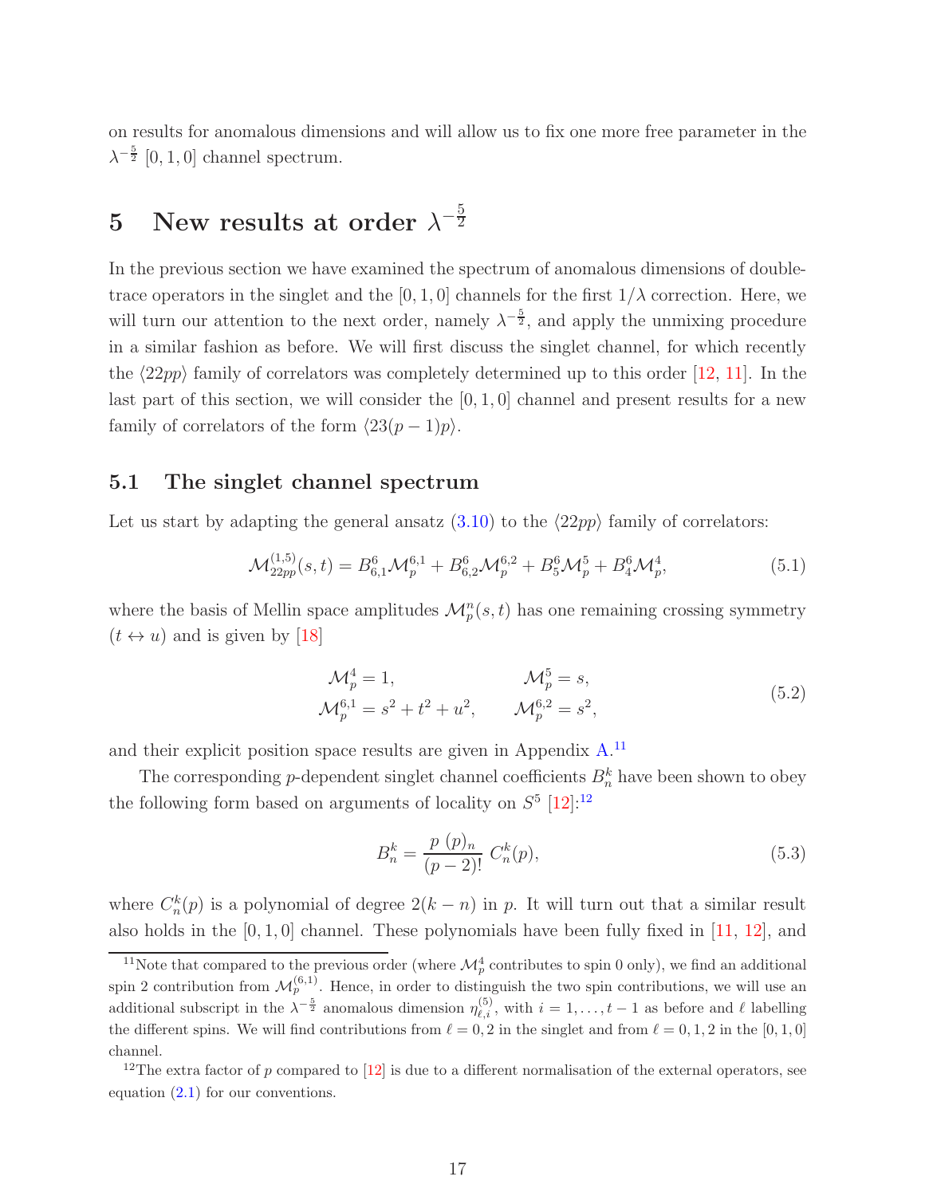on results for anomalous dimensions and will allow us to fix one more free parameter in the $\lambda^{-\frac{5}{2}}$ $[0,1,0]$ channel spectrum.

# 5 New results at order $\lambda^{-\frac{5}{2}}$

In the previous section we have examined the spectrum of anomalous dimensions of double-trace operators in the singlet and the $[0,1,0]$ channels for the first $1/\lambda$ correction. Here, we will turn our attention to the next order, namely $\lambda^{-\frac{5}{2}}$, and apply the unmixing procedure in a similar fashion as before. We will first discuss the singlet channel, for which recently the $\langle 22pp\rangle$ family of correlators was completely determined up to this order [12, 11]. In the last part of this section, we will consider the $[0,1,0]$ channel and present results for a new family of correlators of the form $\langle 23(p-1)p\rangle$.

## 5.1 The singlet channel spectrum

Let us start by adapting the general ansatz (3.10) to the $\langle 22pp\rangle$ family of correlators:

$$\mathcal{M}^{(1,5)}_{22pp}(s,t) = B^6_{6,1}\mathcal{M}^{6,1}_p + B^6_{6,2}\mathcal{M}^{6,2}_p + B^6_5\mathcal{M}^5_p + B^6_4\mathcal{M}^4_p, \tag{5.1}$$

where the basis of Mellin space amplitudes $\mathcal{M}^n_p(s,t)$ has one remaining crossing symmetry $(t \leftrightarrow u)$ and is given by [18]

$$\begin{aligned} \mathcal{M}^4_p &= 1, & \mathcal{M}^5_p &= s, \\ \mathcal{M}^{6,1}_p &= s^2+t^2+u^2, & \mathcal{M}^{6,2}_p &= s^2, \end{aligned} \tag{5.2}$$

and their explicit position space results are given in Appendix A.[11]

The corresponding $p$-dependent singlet channel coefficients $B^k_n$ have been shown to obey the following form based on arguments of locality on $S^5$ [12]:[12]

$$B^k_n = \frac{p\,(p)_n}{(p-2)!}\, C^k_n(p), \tag{5.3}$$

where $C^k_n(p)$ is a polynomial of degree $2(k-n)$ in $p$. It will turn out that a similar result also holds in the $[0,1,0]$ channel. These polynomials have been fully fixed in [11, 12], and

[11] Note that compared to the previous order (where $\mathcal{M}^4_p$ contributes to spin 0 only), we find an additional spin 2 contribution from $\mathcal{M}^{(6,1)}_p$. Hence, in order to distinguish the two spin contributions, we will use an additional subscript in the $\lambda^{-\frac{5}{2}}$ anomalous dimension $\eta^{(5)}_{\ell,i}$, with $i = 1,\dots,t-1$ as before and $\ell$ labelling the different spins. We will find contributions from $\ell = 0,2$ in the singlet and from $\ell = 0,1,2$ in the $[0,1,0]$ channel.

[12] The extra factor of $p$ compared to [12] is due to a different normalisation of the external operators, see equation (2.1) for our conventions.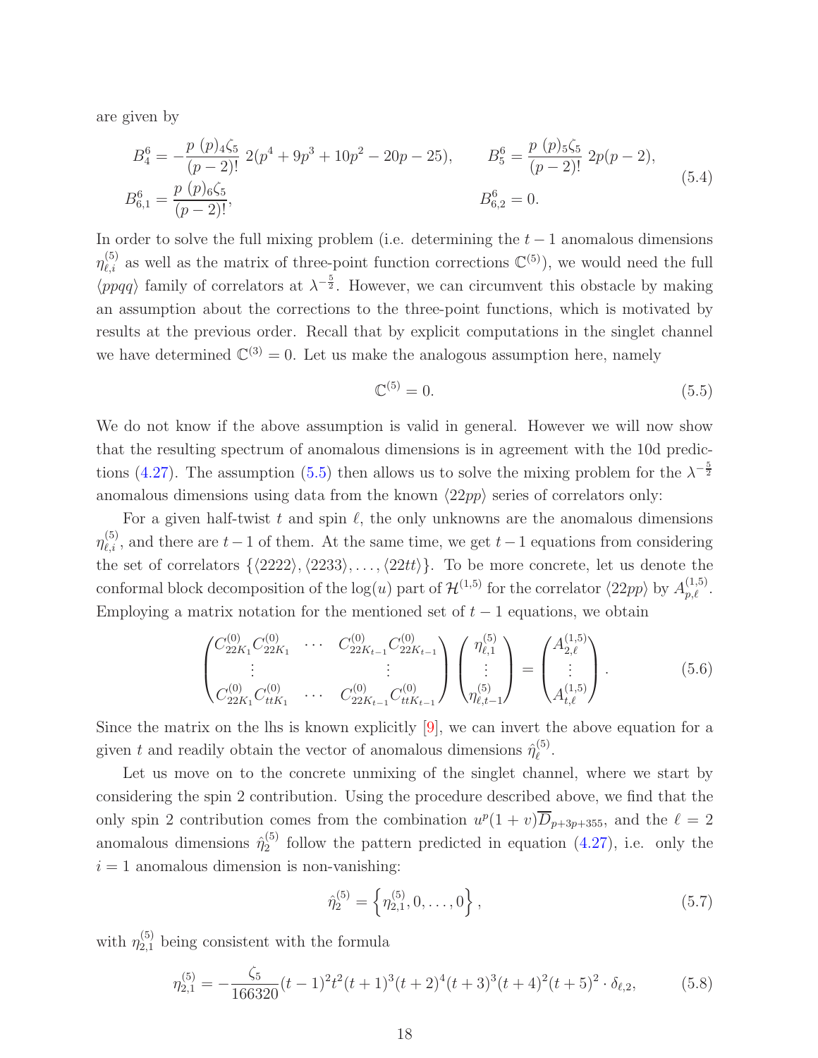are given by

$$
\begin{aligned}
B_4^6 &= -\frac{p\ (p)_4\zeta_5}{(p-2)!}\ 2(p^4+9p^3+10p^2-20p-25), \qquad & B_5^6 &= \frac{p\ (p)_5\zeta_5}{(p-2)!}\ 2p(p-2), \\
B_{6,1}^6 &= \frac{p\ (p)_6\zeta_5}{(p-2)!}, & B_{6,2}^6 &= 0.
\end{aligned}
\tag{5.4}
$$

In order to solve the full mixing problem (i.e. determining the $t-1$ anomalous dimensions $\eta_{\ell,i}^{(5)}$ as well as the matrix of three-point function corrections $\mathbb{C}^{(5)}$), we would need the full $\langle ppqq\rangle$ family of correlators at $\lambda^{-\frac{5}{2}}$. However, we can circumvent this obstacle by making an assumption about the corrections to the three-point functions, which is motivated by results at the previous order. Recall that by explicit computations in the singlet channel we have determined $\mathbb{C}^{(3)}=0$. Let us make the analogous assumption here, namely

$$
\mathbb{C}^{(5)} = 0. \tag{5.5}
$$

We do not know if the above assumption is valid in general. However we will now show that the resulting spectrum of anomalous dimensions is in agreement with the 10d predictions (4.27). The assumption (5.5) then allows us to solve the mixing problem for the $\lambda^{-\frac{5}{2}}$ anomalous dimensions using data from the known $\langle 22pp\rangle$ series of correlators only:

For a given half-twist $t$ and spin $\ell$, the only unknowns are the anomalous dimensions $\eta_{\ell,i}^{(5)}$, and there are $t-1$ of them. At the same time, we get $t-1$ equations from considering the set of correlators $\{\langle 2222\rangle, \langle 2233\rangle, \ldots, \langle 22tt\rangle\}$. To be more concrete, let us denote the conformal block decomposition of the $\log(u)$ part of $\mathcal{H}^{(1,5)}$ for the correlator $\langle 22pp\rangle$ by $A_{p,\ell}^{(1,5)}$. Employing a matrix notation for the mentioned set of $t-1$ equations, we obtain

$$
\begin{pmatrix}
C_{22K_1}^{(0)}C_{22K_1}^{(0)} & \cdots & C_{22K_{t-1}}^{(0)}C_{22K_{t-1}}^{(0)} \\
\vdots & & \vdots \\
C_{22K_1}^{(0)}C_{ttK_1}^{(0)} & \cdots & C_{22K_{t-1}}^{(0)}C_{ttK_{t-1}}^{(0)}
\end{pmatrix}
\begin{pmatrix}
\eta_{\ell,1}^{(5)} \\ \vdots \\ \eta_{\ell,t-1}^{(5)}
\end{pmatrix}
=
\begin{pmatrix}
A_{2,\ell}^{(1,5)} \\ \vdots \\ A_{t,\ell}^{(1,5)}
\end{pmatrix}.
\tag{5.6}
$$

Since the matrix on the lhs is known explicitly [9], we can invert the above equation for a given $t$ and readily obtain the vector of anomalous dimensions $\hat{\eta}_\ell^{(5)}$.

Let us move on to the concrete unmixing of the singlet channel, where we start by considering the spin 2 contribution. Using the procedure described above, we find that the only spin 2 contribution comes from the combination $u^p(1+v)\overline{D}_{p+3p+355}$, and the $\ell=2$ anomalous dimensions $\hat{\eta}_2^{(5)}$ follow the pattern predicted in equation (4.27), i.e. only the $i=1$ anomalous dimension is non-vanishing:

$$
\hat{\eta}_2^{(5)} = \left\{\eta_{2,1}^{(5)}, 0, \ldots, 0\right\}, \tag{5.7}
$$

with $\eta_{2,1}^{(5)}$ being consistent with the formula

$$
\eta_{2,1}^{(5)} = -\frac{\zeta_5}{166320}(t-1)^2t^2(t+1)^3(t+2)^4(t+3)^3(t+4)^2(t+5)^2 \cdot \delta_{\ell,2}, \tag{5.8}
$$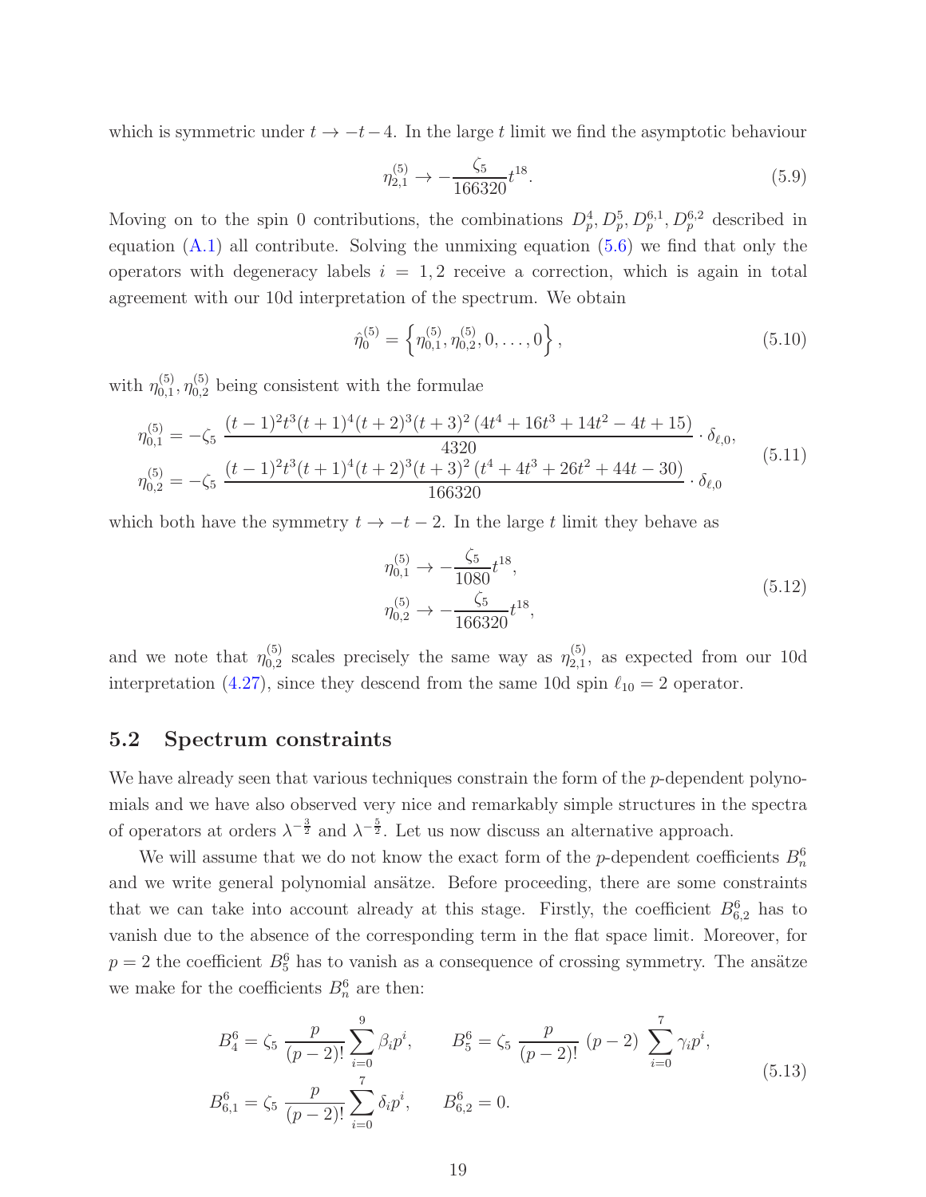which is symmetric under $t \to -t-4$. In the large $t$ limit we find the asymptotic behaviour

$$\eta_{2,1}^{(5)} \to -\frac{\zeta_5}{166320} t^{18}. \tag{5.9}$$

Moving on to the spin 0 contributions, the combinations $D_p^4, D_p^5, D_p^{6,1}, D_p^{6,2}$ described in equation (A.1) all contribute. Solving the unmixing equation (5.6) we find that only the operators with degeneracy labels $i = 1, 2$ receive a correction, which is again in total agreement with our 10d interpretation of the spectrum. We obtain

$$\hat{\eta}_0^{(5)} = \left\{ \eta_{0,1}^{(5)}, \eta_{0,2}^{(5)}, 0, \ldots, 0 \right\}, \tag{5.10}$$

with $\eta_{0,1}^{(5)}, \eta_{0,2}^{(5)}$ being consistent with the formulae

$$\begin{aligned}
\eta_{0,1}^{(5)} &= -\zeta_5 \, \frac{(t-1)^2 t^3 (t+1)^4 (t+2)^3 (t+3)^2 \left(4t^4 + 16t^3 + 14t^2 - 4t + 15\right)}{4320} \cdot \delta_{\ell,0}, \\
\eta_{0,2}^{(5)} &= -\zeta_5 \, \frac{(t-1)^2 t^3 (t+1)^4 (t+2)^3 (t+3)^2 \left(t^4 + 4t^3 + 26t^2 + 44t - 30\right)}{166320} \cdot \delta_{\ell,0}
\end{aligned} \tag{5.11}$$

which both have the symmetry $t \to -t-2$. In the large $t$ limit they behave as

$$\begin{aligned}
\eta_{0,1}^{(5)} &\to -\frac{\zeta_5}{1080} t^{18}, \\
\eta_{0,2}^{(5)} &\to -\frac{\zeta_5}{166320} t^{18},
\end{aligned} \tag{5.12}$$

and we note that $\eta_{0,2}^{(5)}$ scales precisely the same way as $\eta_{2,1}^{(5)}$, as expected from our 10d interpretation (4.27), since they descend from the same 10d spin $\ell_{10} = 2$ operator.

## 5.2 Spectrum constraints

We have already seen that various techniques constrain the form of the $p$-dependent polynomials and we have also observed very nice and remarkably simple structures in the spectra of operators at orders $\lambda^{-\frac{3}{2}}$ and $\lambda^{-\frac{5}{2}}$. Let us now discuss an alternative approach.

We will assume that we do not know the exact form of the $p$-dependent coefficients $B_n^6$ and we write general polynomial ansätze. Before proceeding, there are some constraints that we can take into account already at this stage. Firstly, the coefficient $B_{6,2}^6$ has to vanish due to the absence of the corresponding term in the flat space limit. Moreover, for $p = 2$ the coefficient $B_5^6$ has to vanish as a consequence of crossing symmetry. The ansätze we make for the coefficients $B_n^6$ are then:

$$\begin{aligned}
B_4^6 &= \zeta_5 \, \frac{p}{(p-2)!} \sum_{i=0}^{9} \beta_i p^i, \qquad B_5^6 = \zeta_5 \, \frac{p}{(p-2)!} \, (p-2) \, \sum_{i=0}^{7} \gamma_i p^i, \\
B_{6,1}^6 &= \zeta_5 \, \frac{p}{(p-2)!} \sum_{i=0}^{7} \delta_i p^i, \qquad B_{6,2}^6 = 0.
\end{aligned} \tag{5.13}$$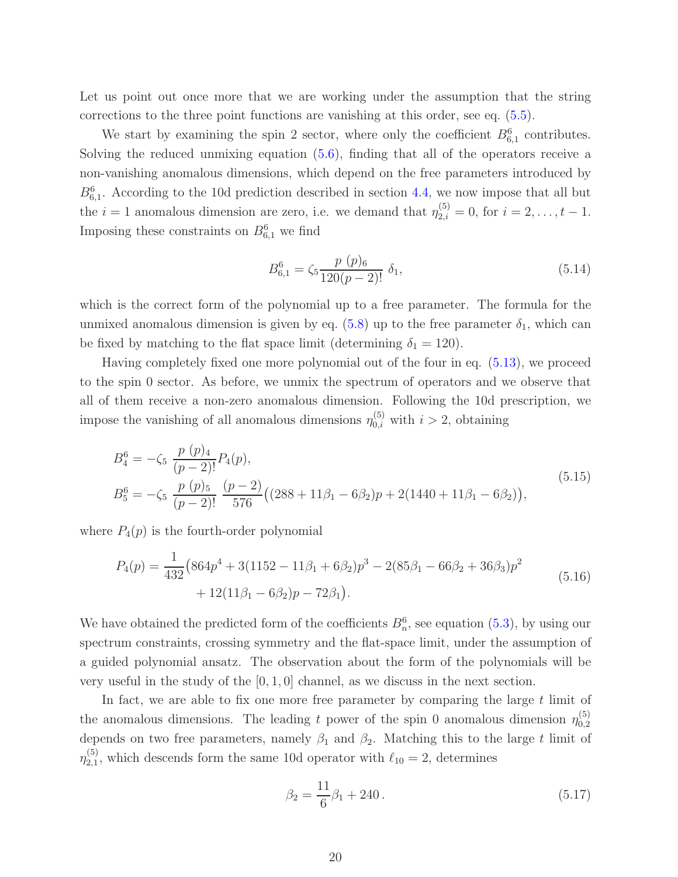Let us point out once more that we are working under the assumption that the string corrections to the three point functions are vanishing at this order, see eq. (5.5).

We start by examining the spin 2 sector, where only the coefficient $B^6_{6,1}$ contributes. Solving the reduced unmixing equation (5.6), finding that all of the operators receive a non-vanishing anomalous dimensions, which depend on the free parameters introduced by $B^6_{6,1}$. According to the 10d prediction described in section 4.4, we now impose that all but the $i=1$ anomalous dimension are zero, i.e. we demand that $\eta^{(5)}_{2,i}=0$, for $i=2,\ldots,t-1$. Imposing these constraints on $B^6_{6,1}$ we find

$$B^6_{6,1} = \zeta_5 \frac{p\ (p)_6}{120(p-2)!}\ \delta_1, \tag{5.14}$$

which is the correct form of the polynomial up to a free parameter. The formula for the unmixed anomalous dimension is given by eq. (5.8) up to the free parameter $\delta_1$, which can be fixed by matching to the flat space limit (determining $\delta_1 = 120$).

Having completely fixed one more polynomial out of the four in eq. (5.13), we proceed to the spin 0 sector. As before, we unmix the spectrum of operators and we observe that all of them receive a non-zero anomalous dimension. Following the 10d prescription, we impose the vanishing of all anomalous dimensions $\eta^{(5)}_{0,i}$ with $i>2$, obtaining

$$\begin{aligned} B^6_4 &= -\zeta_5\ \frac{p\ (p)_4}{(p-2)!} P_4(p), \\ B^6_5 &= -\zeta_5\ \frac{p\ (p)_5}{(p-2)!}\ \frac{(p-2)}{576}\big((288+11\beta_1-6\beta_2)p + 2(1440+11\beta_1-6\beta_2)\big), \end{aligned} \tag{5.15}$$

where $P_4(p)$ is the fourth-order polynomial

$$\begin{aligned} P_4(p) = \frac{1}{432}\big(&864p^4 + 3(1152-11\beta_1+6\beta_2)p^3 - 2(85\beta_1 - 66\beta_2 + 36\beta_3)p^2 \\ &+ 12(11\beta_1 - 6\beta_2)p - 72\beta_1\big). \end{aligned} \tag{5.16}$$

We have obtained the predicted form of the coefficients $B^6_n$, see equation (5.3), by using our spectrum constraints, crossing symmetry and the flat-space limit, under the assumption of a guided polynomial ansatz. The observation about the form of the polynomials will be very useful in the study of the $[0,1,0]$ channel, as we discuss in the next section.

In fact, we are able to fix one more free parameter by comparing the large $t$ limit of the anomalous dimensions. The leading $t$ power of the spin 0 anomalous dimension $\eta^{(5)}_{0,2}$ depends on two free parameters, namely $\beta_1$ and $\beta_2$. Matching this to the large $t$ limit of $\eta^{(5)}_{2,1}$, which descends form the same 10d operator with $\ell_{10}=2$, determines

$$\beta_2 = \frac{11}{6}\beta_1 + 240\,. \tag{5.17}$$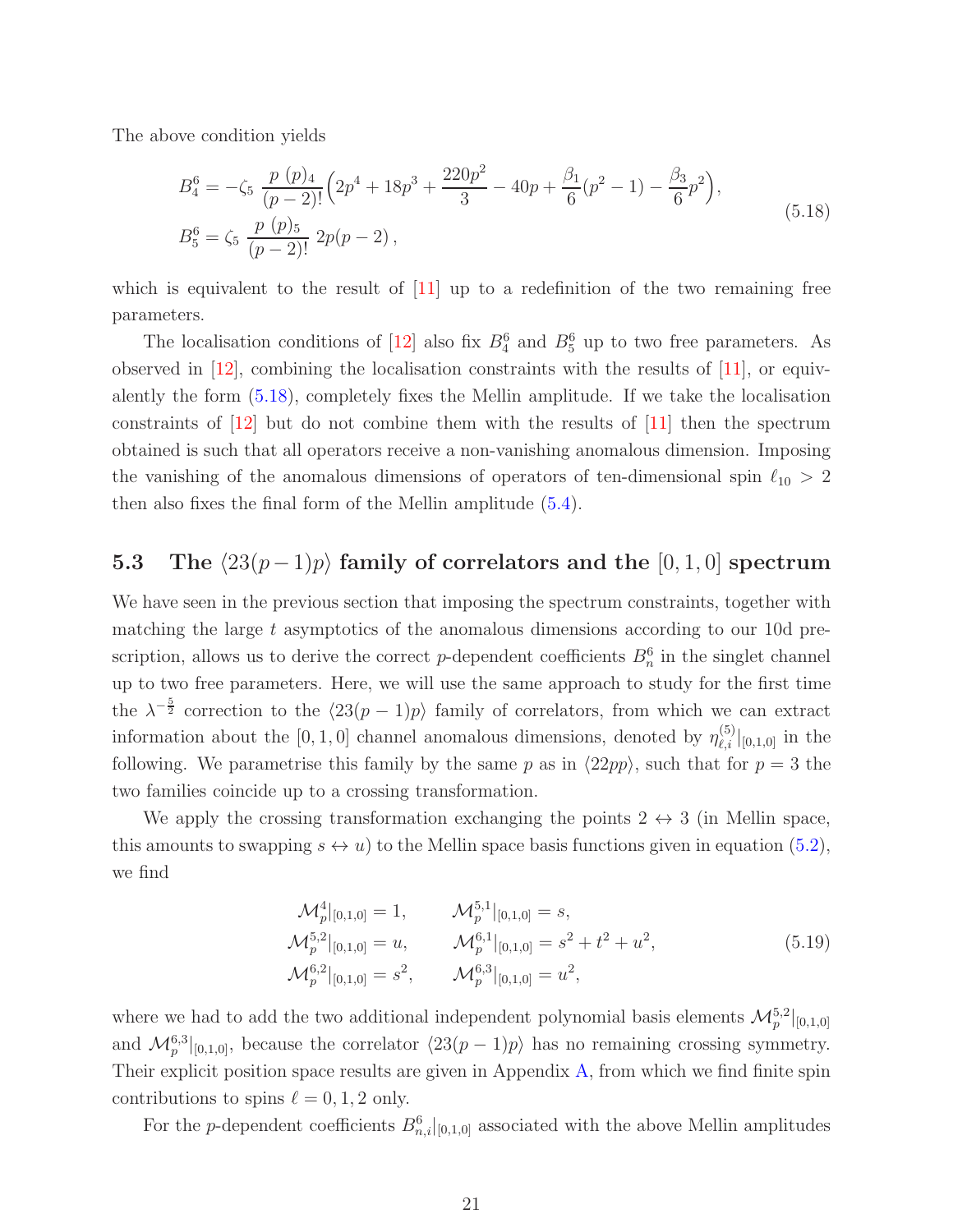The above condition yields

$$
\begin{aligned}
B_4^6 &= -\zeta_5 \, \frac{p \, (p)_4}{(p-2)!} \Big( 2p^4 + 18p^3 + \frac{220p^2}{3} - 40p + \frac{\beta_1}{6}(p^2-1) - \frac{\beta_3}{6} p^2 \Big), \\
B_5^6 &= \zeta_5 \, \frac{p \, (p)_5}{(p-2)!} \, 2p(p-2) \,,
\end{aligned}
\tag{5.18}
$$

which is equivalent to the result of [11] up to a redefinition of the two remaining free parameters.

The localisation conditions of [12] also fix $B_4^6$ and $B_5^6$ up to two free parameters. As observed in [12], combining the localisation constraints with the results of [11], or equivalently the form (5.18), completely fixes the Mellin amplitude. If we take the localisation constraints of [12] but do not combine them with the results of [11] then the spectrum obtained is such that all operators receive a non-vanishing anomalous dimension. Imposing the vanishing of the anomalous dimensions of operators of ten-dimensional spin $\ell_{10} > 2$ then also fixes the final form of the Mellin amplitude (5.4).

## 5.3 The $\langle 23(p-1)p \rangle$ family of correlators and the $[0,1,0]$ spectrum

We have seen in the previous section that imposing the spectrum constraints, together with matching the large $t$ asymptotics of the anomalous dimensions according to our 10d prescription, allows us to derive the correct $p$-dependent coefficients $B_n^6$ in the singlet channel up to two free parameters. Here, we will use the same approach to study for the first time the $\lambda^{-\frac{5}{2}}$ correction to the $\langle 23(p-1)p \rangle$ family of correlators, from which we can extract information about the $[0,1,0]$ channel anomalous dimensions, denoted by $\eta^{(5)}_{\ell,i}|_{[0,1,0]}$ in the following. We parametrise this family by the same $p$ as in $\langle 22pp \rangle$, such that for $p = 3$ the two families coincide up to a crossing transformation.

We apply the crossing transformation exchanging the points $2 \leftrightarrow 3$ (in Mellin space, this amounts to swapping $s \leftrightarrow u$) to the Mellin space basis functions given in equation (5.2), we find

$$
\begin{aligned}
\mathcal{M}_p^4|_{[0,1,0]} &= 1, & \mathcal{M}_p^{5,1}|_{[0,1,0]} &= s, \\
\mathcal{M}_p^{5,2}|_{[0,1,0]} &= u, & \mathcal{M}_p^{6,1}|_{[0,1,0]} &= s^2 + t^2 + u^2, \\
\mathcal{M}_p^{6,2}|_{[0,1,0]} &= s^2, & \mathcal{M}_p^{6,3}|_{[0,1,0]} &= u^2,
\end{aligned}
\tag{5.19}
$$

where we had to add the two additional independent polynomial basis elements $\mathcal{M}_p^{5,2}|_{[0,1,0]}$ and $\mathcal{M}_p^{6,3}|_{[0,1,0]}$, because the correlator $\langle 23(p-1)p \rangle$ has no remaining crossing symmetry. Their explicit position space results are given in Appendix A, from which we find finite spin contributions to spins $\ell = 0, 1, 2$ only.

For the $p$-dependent coefficients $B_{n,i}^6|_{[0,1,0]}$ associated with the above Mellin amplitudes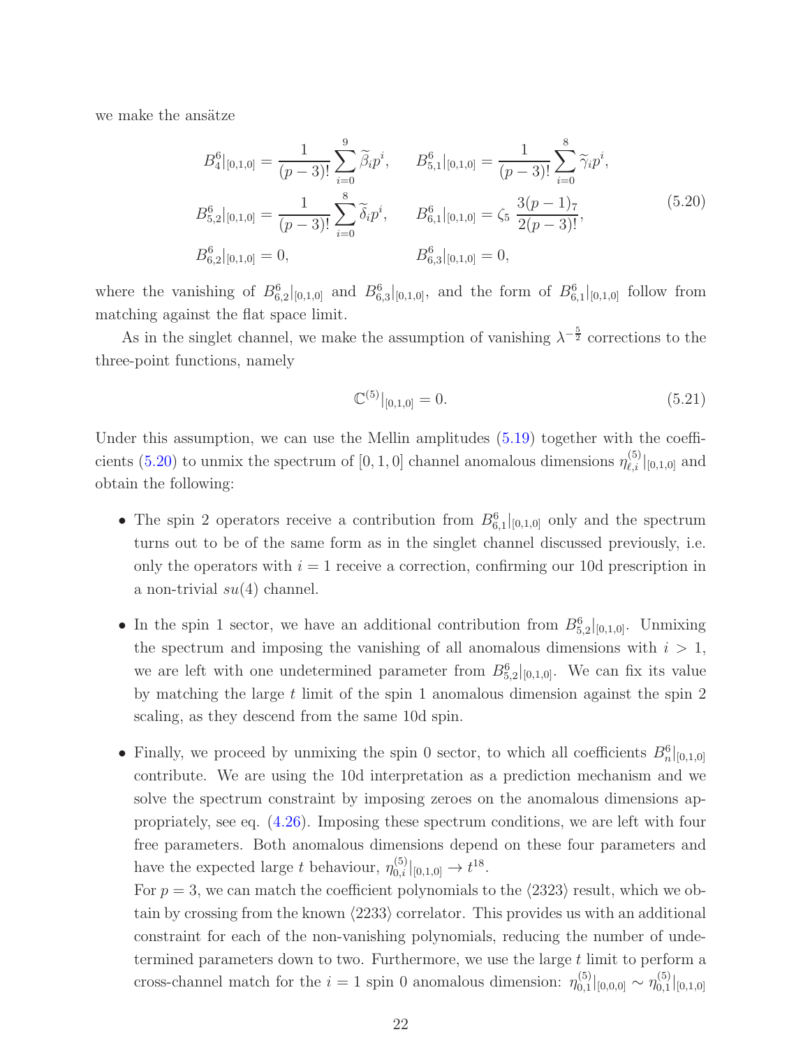we make the ansätze

$$
\begin{aligned}
B_4^6|_{[0,1,0]} &= \frac{1}{(p-3)!}\sum_{i=0}^{9}\widetilde{\beta}_i p^i, \qquad & B_{5,1}^6|_{[0,1,0]} &= \frac{1}{(p-3)!}\sum_{i=0}^{8}\widetilde{\gamma}_i p^i, \\
B_{5,2}^6|_{[0,1,0]} &= \frac{1}{(p-3)!}\sum_{i=0}^{8}\widetilde{\delta}_i p^i, \qquad & B_{6,1}^6|_{[0,1,0]} &= \zeta_5\,\frac{3(p-1)_7}{2(p-3)!}, \\
B_{6,2}^6|_{[0,1,0]} &= 0, & B_{6,3}^6|_{[0,1,0]} &= 0,
\end{aligned}
\tag{5.20}
$$

where the vanishing of $B_{6,2}^6|_{[0,1,0]}$ and $B_{6,3}^6|_{[0,1,0]}$, and the form of $B_{6,1}^6|_{[0,1,0]}$ follow from matching against the flat space limit.

As in the singlet channel, we make the assumption of vanishing $\lambda^{-\frac{5}{2}}$ corrections to the three-point functions, namely

$$
\mathbb{C}^{(5)}|_{[0,1,0]} = 0. \tag{5.21}
$$

Under this assumption, we can use the Mellin amplitudes (5.19) together with the coefficients (5.20) to unmix the spectrum of $[0,1,0]$ channel anomalous dimensions $\eta_{\ell,i}^{(5)}|_{[0,1,0]}$ and obtain the following:

- The spin 2 operators receive a contribution from $B_{6,1}^6|_{[0,1,0]}$ only and the spectrum turns out to be of the same form as in the singlet channel discussed previously, i.e. only the operators with $i=1$ receive a correction, confirming our 10d prescription in a non-trivial $su(4)$ channel.

- In the spin 1 sector, we have an additional contribution from $B_{5,2}^6|_{[0,1,0]}$. Unmixing the spectrum and imposing the vanishing of all anomalous dimensions with $i>1$, we are left with one undetermined parameter from $B_{5,2}^6|_{[0,1,0]}$. We can fix its value by matching the large $t$ limit of the spin 1 anomalous dimension against the spin 2 scaling, as they descend from the same 10d spin.

- Finally, we proceed by unmixing the spin 0 sector, to which all coefficients $B_n^6|_{[0,1,0]}$ contribute. We are using the 10d interpretation as a prediction mechanism and we solve the spectrum constraint by imposing zeroes on the anomalous dimensions appropriately, see eq. (4.26). Imposing these spectrum conditions, we are left with four free parameters. Both anomalous dimensions depend on these four parameters and have the expected large $t$ behaviour, $\eta_{0,i}^{(5)}|_{[0,1,0]} \to t^{18}$.
  For $p=3$, we can match the coefficient polynomials to the $\langle 2323\rangle$ result, which we obtain by crossing from the known $\langle 2233\rangle$ correlator. This provides us with an additional constraint for each of the non-vanishing polynomials, reducing the number of undetermined parameters down to two. Furthermore, we use the large $t$ limit to perform a cross-channel match for the $i=1$ spin 0 anomalous dimension: $\eta_{0,1}^{(5)}|_{[0,0,0]} \sim \eta_{0,1}^{(5)}|_{[0,1,0]}$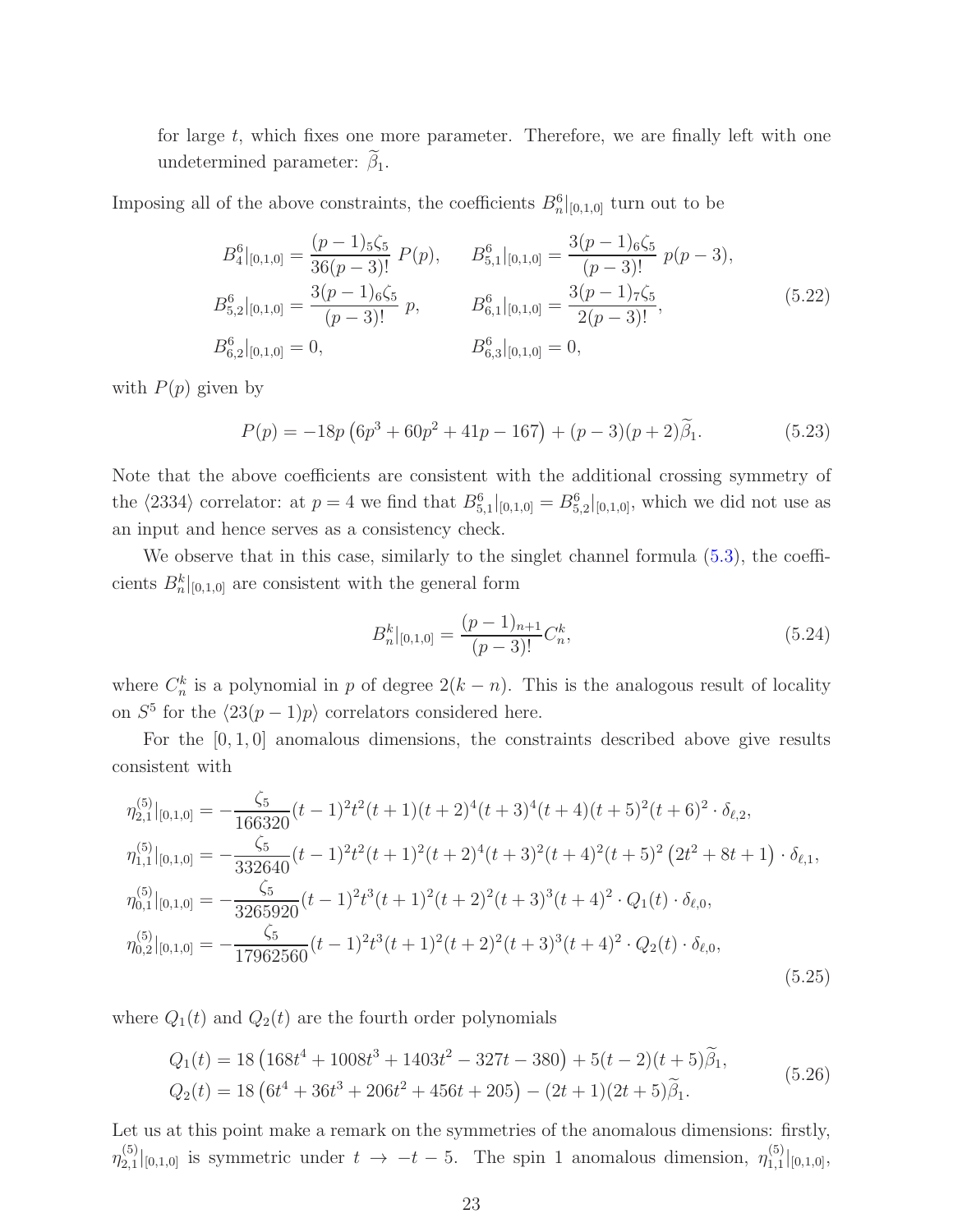for large $t$, which fixes one more parameter. Therefore, we are finally left with one undetermined parameter: $\widetilde{\beta}_1$.

Imposing all of the above constraints, the coefficients $B^6_n|_{[0,1,0]}$ turn out to be

$$
\begin{aligned}
B^6_4|_{[0,1,0]} &= \frac{(p-1)_5\zeta_5}{36(p-3)!}\,P(p), \qquad & B^6_{5,1}|_{[0,1,0]} &= \frac{3(p-1)_6\zeta_5}{(p-3)!}\,p(p-3),\\
B^6_{5,2}|_{[0,1,0]} &= \frac{3(p-1)_6\zeta_5}{(p-3)!}\,p, & B^6_{6,1}|_{[0,1,0]} &= \frac{3(p-1)_7\zeta_5}{2(p-3)!},\\
B^6_{6,2}|_{[0,1,0]} &= 0, & B^6_{6,3}|_{[0,1,0]} &= 0,
\end{aligned}
\tag{5.22}
$$

with $P(p)$ given by

$$
P(p) = -18p\left(6p^3+60p^2+41p-167\right)+(p-3)(p+2)\widetilde{\beta}_1. \tag{5.23}
$$

Note that the above coefficients are consistent with the additional crossing symmetry of the $\langle 2334\rangle$ correlator: at $p=4$ we find that $B^6_{5,1}|_{[0,1,0]} = B^6_{5,2}|_{[0,1,0]}$, which we did not use as an input and hence serves as a consistency check.

We observe that in this case, similarly to the singlet channel formula (5.3), the coefficients $B^k_n|_{[0,1,0]}$ are consistent with the general form

$$
B^k_n|_{[0,1,0]} = \frac{(p-1)_{n+1}}{(p-3)!}C^k_n, \tag{5.24}
$$

where $C^k_n$ is a polynomial in $p$ of degree $2(k-n)$. This is the analogous result of locality on $S^5$ for the $\langle 23(p-1)p\rangle$ correlators considered here.

For the $[0,1,0]$ anomalous dimensions, the constraints described above give results consistent with

$$
\begin{aligned}
\eta^{(5)}_{2,1}|_{[0,1,0]} &= -\frac{\zeta_5}{166320}(t-1)^2t^2(t+1)(t+2)^4(t+3)^4(t+4)(t+5)^2(t+6)^2\cdot\delta_{\ell,2},\\
\eta^{(5)}_{1,1}|_{[0,1,0]} &= -\frac{\zeta_5}{332640}(t-1)^2t^2(t+1)^2(t+2)^4(t+3)^2(t+4)^2(t+5)^2\left(2t^2+8t+1\right)\cdot\delta_{\ell,1},\\
\eta^{(5)}_{0,1}|_{[0,1,0]} &= -\frac{\zeta_5}{3265920}(t-1)^2t^3(t+1)^2(t+2)^2(t+3)^3(t+4)^2\cdot Q_1(t)\cdot\delta_{\ell,0},\\
\eta^{(5)}_{0,2}|_{[0,1,0]} &= -\frac{\zeta_5}{17962560}(t-1)^2t^3(t+1)^2(t+2)^2(t+3)^3(t+4)^2\cdot Q_2(t)\cdot\delta_{\ell,0},
\end{aligned}
\tag{5.25}
$$

where $Q_1(t)$ and $Q_2(t)$ are the fourth order polynomials

$$
\begin{aligned}
Q_1(t) &= 18\left(168t^4+1008t^3+1403t^2-327t-380\right)+5(t-2)(t+5)\widetilde{\beta}_1,\\
Q_2(t) &= 18\left(6t^4+36t^3+206t^2+456t+205\right)-(2t+1)(2t+5)\widetilde{\beta}_1.
\end{aligned}
\tag{5.26}
$$

Let us at this point make a remark on the symmetries of the anomalous dimensions: firstly, $\eta^{(5)}_{2,1}|_{[0,1,0]}$ is symmetric under $t\to -t-5$. The spin 1 anomalous dimension, $\eta^{(5)}_{1,1}|_{[0,1,0]}$,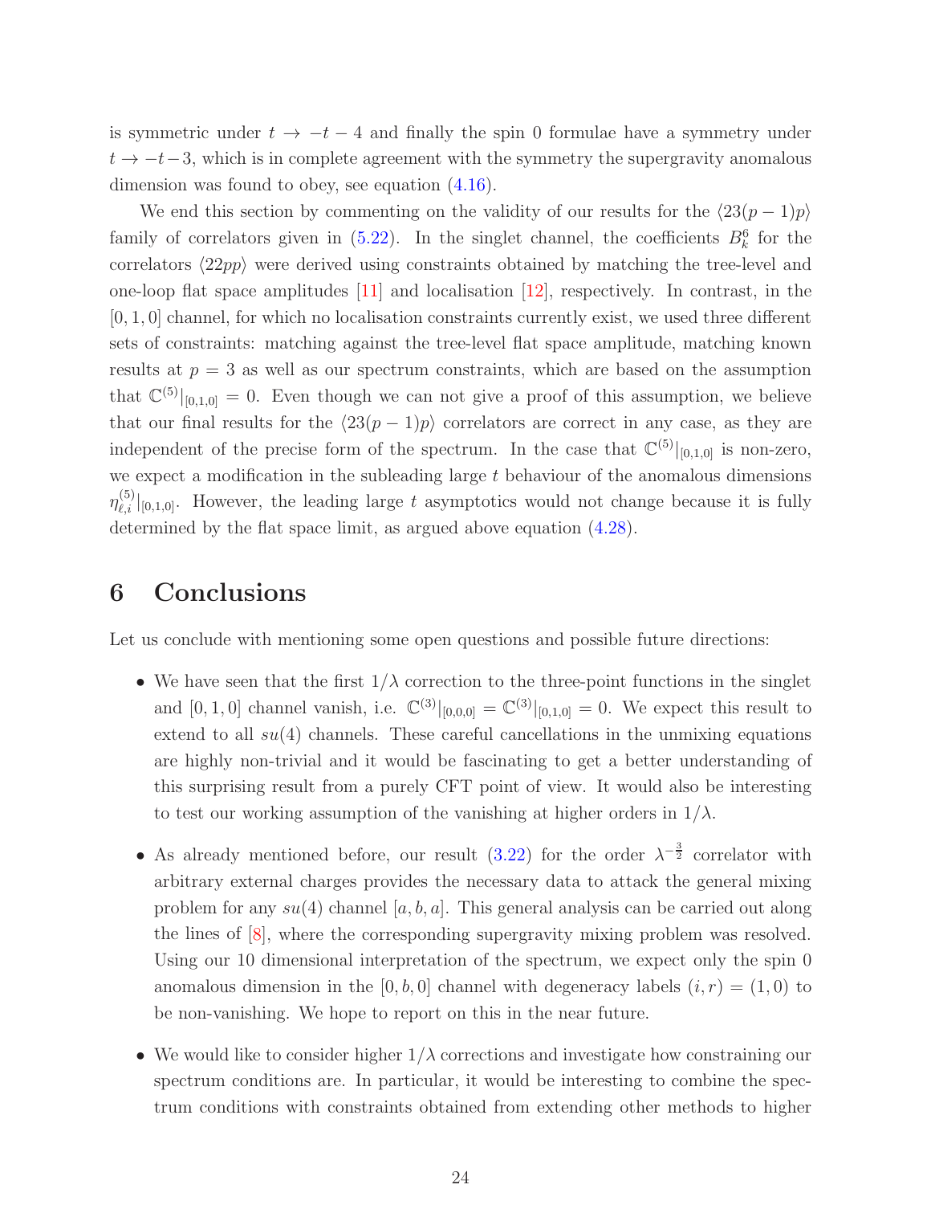is symmetric under $t \to -t-4$ and finally the spin 0 formulae have a symmetry under $t \to -t-3$, which is in complete agreement with the symmetry the supergravity anomalous dimension was found to obey, see equation (4.16).

We end this section by commenting on the validity of our results for the $\langle 23(p-1)p \rangle$ family of correlators given in (5.22). In the singlet channel, the coefficients $B_k^6$ for the correlators $\langle 22pp \rangle$ were derived using constraints obtained by matching the tree-level and one-loop flat space amplitudes [11] and localisation [12], respectively. In contrast, in the $[0,1,0]$ channel, for which no localisation constraints currently exist, we used three different sets of constraints: matching against the tree-level flat space amplitude, matching known results at $p=3$ as well as our spectrum constraints, which are based on the assumption that $\mathbb{C}^{(5)}|_{[0,1,0]} = 0$. Even though we can not give a proof of this assumption, we believe that our final results for the $\langle 23(p-1)p \rangle$ correlators are correct in any case, as they are independent of the precise form of the spectrum. In the case that $\mathbb{C}^{(5)}|_{[0,1,0]}$ is non-zero, we expect a modification in the subleading large $t$ behaviour of the anomalous dimensions $\eta^{(5)}_{\ell,i}|_{[0,1,0]}$. However, the leading large $t$ asymptotics would not change because it is fully determined by the flat space limit, as argued above equation (4.28).

# 6 Conclusions

Let us conclude with mentioning some open questions and possible future directions:

- We have seen that the first $1/\lambda$ correction to the three-point functions in the singlet and $[0,1,0]$ channel vanish, i.e. $\mathbb{C}^{(3)}|_{[0,0,0]} = \mathbb{C}^{(3)}|_{[0,1,0]} = 0$. We expect this result to extend to all $su(4)$ channels. These careful cancellations in the unmixing equations are highly non-trivial and it would be fascinating to get a better understanding of this surprising result from a purely CFT point of view. It would also be interesting to test our working assumption of the vanishing at higher orders in $1/\lambda$.

- As already mentioned before, our result (3.22) for the order $\lambda^{-\frac{3}{2}}$ correlator with arbitrary external charges provides the necessary data to attack the general mixing problem for any $su(4)$ channel $[a,b,a]$. This general analysis can be carried out along the lines of [8], where the corresponding supergravity mixing problem was resolved. Using our 10 dimensional interpretation of the spectrum, we expect only the spin 0 anomalous dimension in the $[0,b,0]$ channel with degeneracy labels $(i,r) = (1,0)$ to be non-vanishing. We hope to report on this in the near future.

- We would like to consider higher $1/\lambda$ corrections and investigate how constraining our spectrum conditions are. In particular, it would be interesting to combine the spectrum conditions with constraints obtained from extending other methods to higher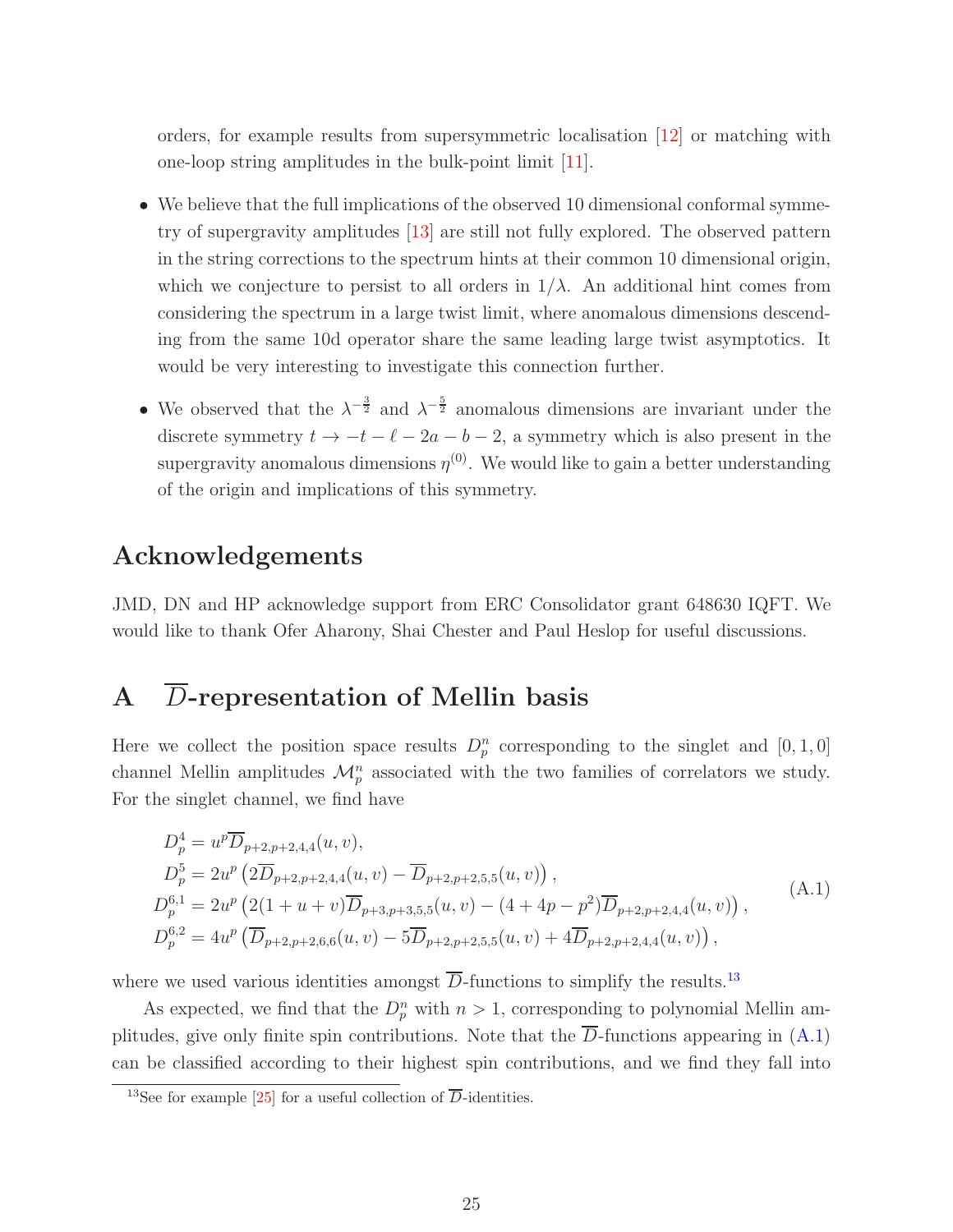orders, for example results from supersymmetric localisation [12] or matching with one-loop string amplitudes in the bulk-point limit [11].

- We believe that the full implications of the observed 10 dimensional conformal symmetry of supergravity amplitudes [13] are still not fully explored. The observed pattern in the string corrections to the spectrum hints at their common 10 dimensional origin, which we conjecture to persist to all orders in $1/\lambda$. An additional hint comes from considering the spectrum in a large twist limit, where anomalous dimensions descending from the same 10d operator share the same leading large twist asymptotics. It would be very interesting to investigate this connection further.
- We observed that the $\lambda^{-\frac{3}{2}}$ and $\lambda^{-\frac{5}{2}}$ anomalous dimensions are invariant under the discrete symmetry $t \to -t - \ell - 2a - b - 2$, a symmetry which is also present in the supergravity anomalous dimensions $\eta^{(0)}$. We would like to gain a better understanding of the origin and implications of this symmetry.

## Acknowledgements

JMD, DN and HP acknowledge support from ERC Consolidator grant 648630 IQFT. We would like to thank Ofer Aharony, Shai Chester and Paul Heslop for useful discussions.

## A $\overline{D}$-representation of Mellin basis

Here we collect the position space results $D_p^n$ corresponding to the singlet and $[0,1,0]$ channel Mellin amplitudes $\mathcal{M}_p^n$ associated with the two families of correlators we study. For the singlet channel, we find have

$$
\begin{aligned}
D_p^4 &= u^p \overline{D}_{p+2,p+2,4,4}(u,v), \\
D_p^5 &= 2u^p \left(2\overline{D}_{p+2,p+2,4,4}(u,v) - \overline{D}_{p+2,p+2,5,5}(u,v)\right), \\
D_p^{6,1} &= 2u^p \left(2(1+u+v)\overline{D}_{p+3,p+3,5,5}(u,v) - (4+4p-p^2)\overline{D}_{p+2,p+2,4,4}(u,v)\right), \\
D_p^{6,2} &= 4u^p \left(\overline{D}_{p+2,p+2,6,6}(u,v) - 5\overline{D}_{p+2,p+2,5,5}(u,v) + 4\overline{D}_{p+2,p+2,4,4}(u,v)\right),
\end{aligned}
\tag{A.1}
$$

where we used various identities amongst $\overline{D}$-functions to simplify the results.[13]

As expected, we find that the $D_p^n$ with $n > 1$, corresponding to polynomial Mellin amplitudes, give only finite spin contributions. Note that the $\overline{D}$-functions appearing in (A.1) can be classified according to their highest spin contributions, and we find they fall into

[13] See for example [25] for a useful collection of $\overline{D}$-identities.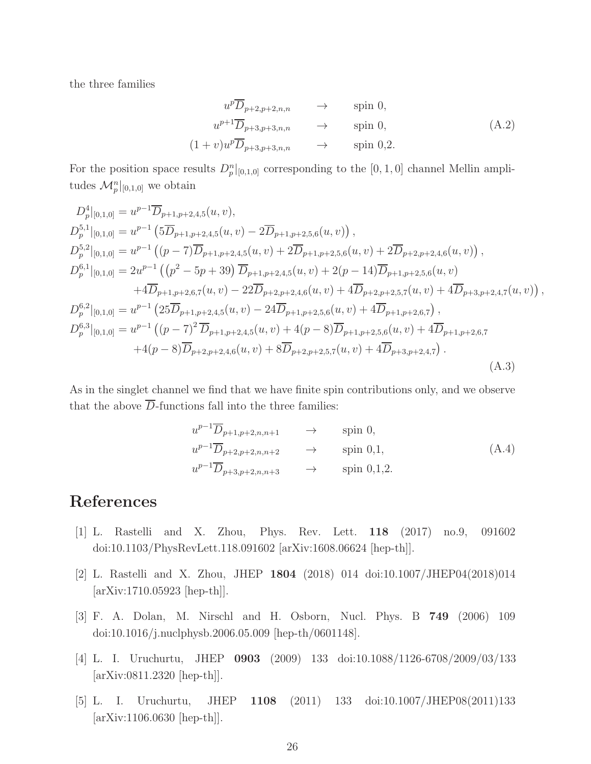the three families

$$
\begin{aligned}
u^p \overline{D}_{p+2,p+2,n,n} \qquad &\rightarrow \qquad \text{spin } 0, \\
u^{p+1} \overline{D}_{p+3,p+3,n,n} \qquad &\rightarrow \qquad \text{spin } 0, \\
(1+v) u^p \overline{D}_{p+3,p+3,n,n} \qquad &\rightarrow \qquad \text{spin } 0{,}2.
\end{aligned}
\tag{A.2}
$$

For the position space results $D_p^n|_{[0,1,0]}$ corresponding to the $[0,1,0]$ channel Mellin amplitudes $\mathcal{M}_p^n|_{[0,1,0]}$ we obtain

$$
\begin{aligned}
D_p^4|_{[0,1,0]} &= u^{p-1} \overline{D}_{p+1,p+2,4,5}(u,v), \\
D_p^{5,1}|_{[0,1,0]} &= u^{p-1} \left( 5\overline{D}_{p+1,p+2,4,5}(u,v) - 2\overline{D}_{p+1,p+2,5,6}(u,v) \right), \\
D_p^{5,2}|_{[0,1,0]} &= u^{p-1} \left( (p-7)\overline{D}_{p+1,p+2,4,5}(u,v) + 2\overline{D}_{p+1,p+2,5,6}(u,v) + 2\overline{D}_{p+2,p+2,4,6}(u,v) \right), \\
D_p^{6,1}|_{[0,1,0]} &= 2u^{p-1} \left( \left(p^2 - 5p + 39\right) \overline{D}_{p+1,p+2,4,5}(u,v) + 2(p-14)\overline{D}_{p+1,p+2,5,6}(u,v) \right. \\
&\quad \left. + 4\overline{D}_{p+1,p+2,6,7}(u,v) - 22\overline{D}_{p+2,p+2,4,6}(u,v) + 4\overline{D}_{p+2,p+2,5,7}(u,v) + 4\overline{D}_{p+3,p+2,4,7}(u,v) \right), \\
D_p^{6,2}|_{[0,1,0]} &= u^{p-1} \left( 25\overline{D}_{p+1,p+2,4,5}(u,v) - 24\overline{D}_{p+1,p+2,5,6}(u,v) + 4\overline{D}_{p+1,p+2,6,7} \right), \\
D_p^{6,3}|_{[0,1,0]} &= u^{p-1} \left( (p-7)^2 \overline{D}_{p+1,p+2,4,5}(u,v) + 4(p-8)\overline{D}_{p+1,p+2,5,6}(u,v) + 4\overline{D}_{p+1,p+2,6,7} \right. \\
&\quad \left. + 4(p-8)\overline{D}_{p+2,p+2,4,6}(u,v) + 8\overline{D}_{p+2,p+2,5,7}(u,v) + 4\overline{D}_{p+3,p+2,4,7} \right).
\end{aligned}
\tag{A.3}
$$

As in the singlet channel we find that we have finite spin contributions only, and we observe that the above $\overline{D}$-functions fall into the three families:

$$
\begin{aligned}
u^{p-1} \overline{D}_{p+1,p+2,n,n+1} \qquad &\rightarrow \qquad \text{spin } 0, \\
u^{p-1} \overline{D}_{p+2,p+2,n,n+2} \qquad &\rightarrow \qquad \text{spin } 0{,}1, \\
u^{p-1} \overline{D}_{p+3,p+2,n,n+3} \qquad &\rightarrow \qquad \text{spin } 0{,}1{,}2.
\end{aligned}
\tag{A.4}
$$

# References

[1] L. Rastelli and X. Zhou, Phys. Rev. Lett. **118** (2017) no.9, 091602 doi:10.1103/PhysRevLett.118.091602 [arXiv:1608.06624 [hep-th]].

[2] L. Rastelli and X. Zhou, JHEP **1804** (2018) 014 doi:10.1007/JHEP04(2018)014 [arXiv:1710.05923 [hep-th]].

[3] F. A. Dolan, M. Nirschl and H. Osborn, Nucl. Phys. B **749** (2006) 109 doi:10.1016/j.nuclphysb.2006.05.009 [hep-th/0601148].

[4] L. I. Uruchurtu, JHEP **0903** (2009) 133 doi:10.1088/1126-6708/2009/03/133 [arXiv:0811.2320 [hep-th]].

[5] L. I. Uruchurtu, JHEP **1108** (2011) 133 doi:10.1007/JHEP08(2011)133 [arXiv:1106.0630 [hep-th]].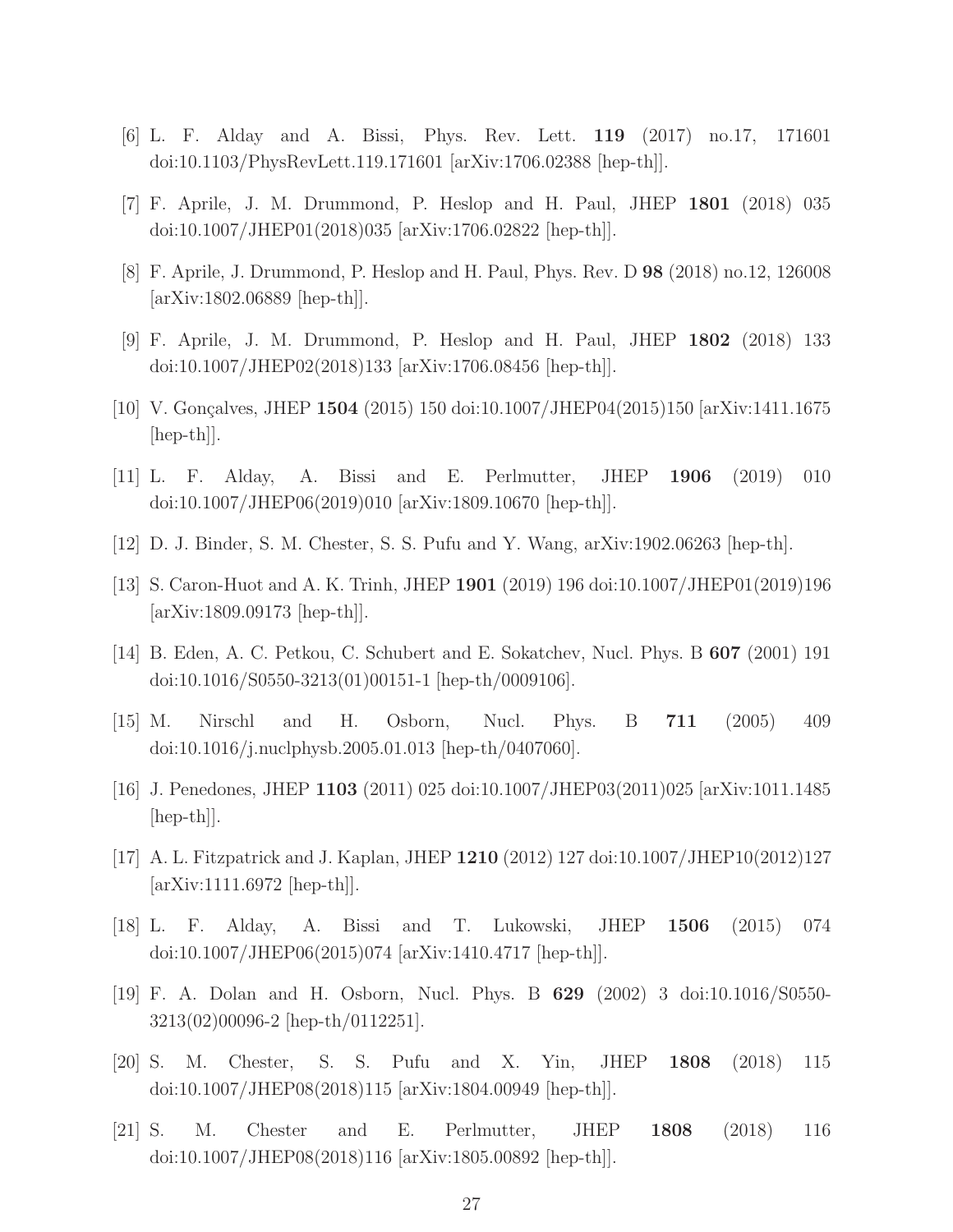[6] L. F. Alday and A. Bissi, Phys. Rev. Lett. **119** (2017) no.17, 171601 doi:10.1103/PhysRevLett.119.171601 [arXiv:1706.02388 [hep-th]].

[7] F. Aprile, J. M. Drummond, P. Heslop and H. Paul, JHEP **1801** (2018) 035 doi:10.1007/JHEP01(2018)035 [arXiv:1706.02822 [hep-th]].

[8] F. Aprile, J. Drummond, P. Heslop and H. Paul, Phys. Rev. D **98** (2018) no.12, 126008 [arXiv:1802.06889 [hep-th]].

[9] F. Aprile, J. M. Drummond, P. Heslop and H. Paul, JHEP **1802** (2018) 133 doi:10.1007/JHEP02(2018)133 [arXiv:1706.08456 [hep-th]].

[10] V. Gonçalves, JHEP **1504** (2015) 150 doi:10.1007/JHEP04(2015)150 [arXiv:1411.1675 [hep-th]].

[11] L. F. Alday, A. Bissi and E. Perlmutter, JHEP **1906** (2019) 010 doi:10.1007/JHEP06(2019)010 [arXiv:1809.10670 [hep-th]].

[12] D. J. Binder, S. M. Chester, S. S. Pufu and Y. Wang, arXiv:1902.06263 [hep-th].

[13] S. Caron-Huot and A. K. Trinh, JHEP **1901** (2019) 196 doi:10.1007/JHEP01(2019)196 [arXiv:1809.09173 [hep-th]].

[14] B. Eden, A. C. Petkou, C. Schubert and E. Sokatchev, Nucl. Phys. B **607** (2001) 191 doi:10.1016/S0550-3213(01)00151-1 [hep-th/0009106].

[15] M. Nirschl and H. Osborn, Nucl. Phys. B **711** (2005) 409 doi:10.1016/j.nuclphysb.2005.01.013 [hep-th/0407060].

[16] J. Penedones, JHEP **1103** (2011) 025 doi:10.1007/JHEP03(2011)025 [arXiv:1011.1485 [hep-th]].

[17] A. L. Fitzpatrick and J. Kaplan, JHEP **1210** (2012) 127 doi:10.1007/JHEP10(2012)127 [arXiv:1111.6972 [hep-th]].

[18] L. F. Alday, A. Bissi and T. Lukowski, JHEP **1506** (2015) 074 doi:10.1007/JHEP06(2015)074 [arXiv:1410.4717 [hep-th]].

[19] F. A. Dolan and H. Osborn, Nucl. Phys. B **629** (2002) 3 doi:10.1016/S0550-3213(02)00096-2 [hep-th/0112251].

[20] S. M. Chester, S. S. Pufu and X. Yin, JHEP **1808** (2018) 115 doi:10.1007/JHEP08(2018)115 [arXiv:1804.00949 [hep-th]].

[21] S. M. Chester and E. Perlmutter, JHEP **1808** (2018) 116 doi:10.1007/JHEP08(2018)116 [arXiv:1805.00892 [hep-th]].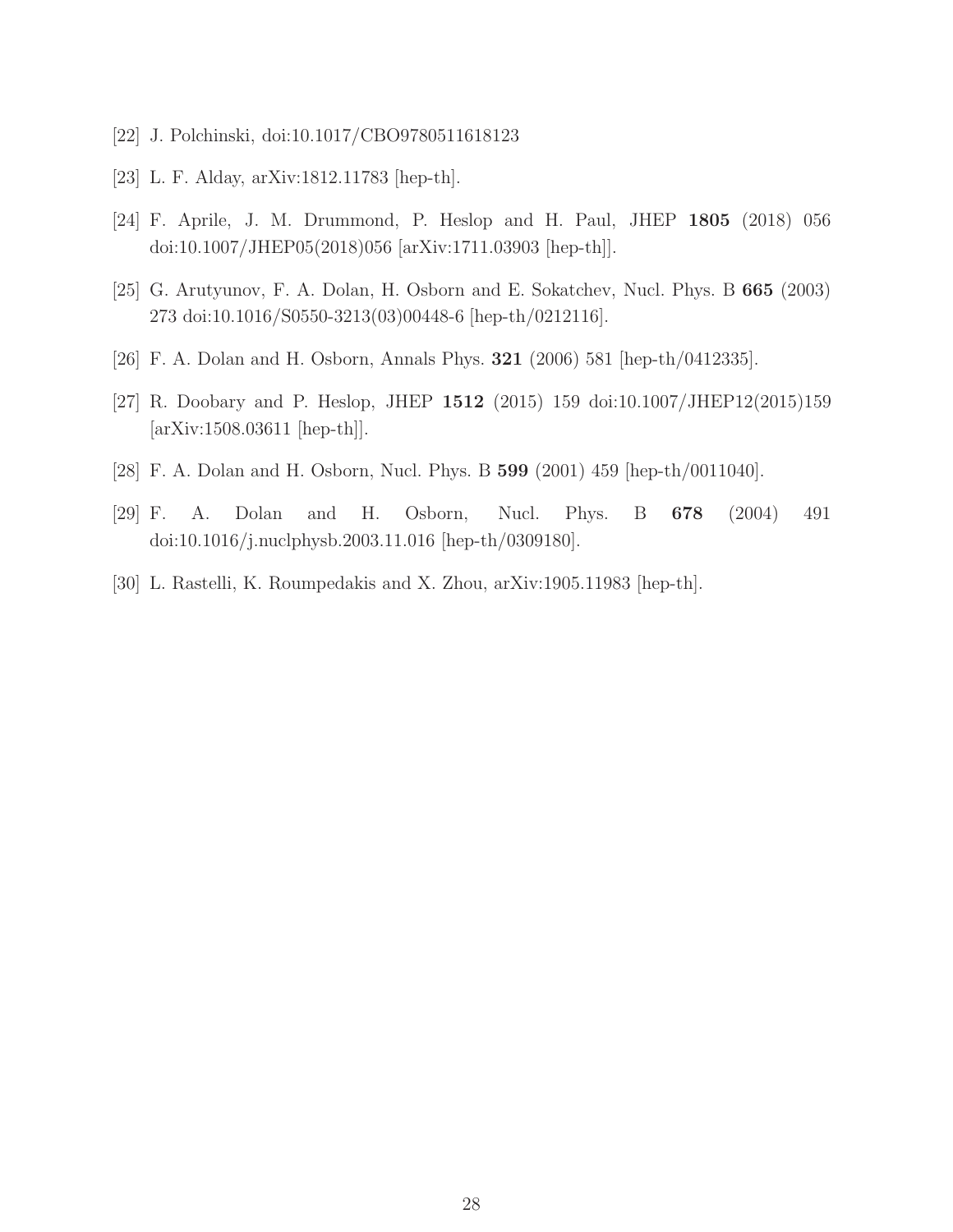[22] J. Polchinski, doi:10.1017/CBO9780511618123

[23] L. F. Alday, arXiv:1812.11783 [hep-th].

[24] F. Aprile, J. M. Drummond, P. Heslop and H. Paul, JHEP **1805** (2018) 056 doi:10.1007/JHEP05(2018)056 [arXiv:1711.03903 [hep-th]].

[25] G. Arutyunov, F. A. Dolan, H. Osborn and E. Sokatchev, Nucl. Phys. B **665** (2003) 273 doi:10.1016/S0550-3213(03)00448-6 [hep-th/0212116].

[26] F. A. Dolan and H. Osborn, Annals Phys. **321** (2006) 581 [hep-th/0412335].

[27] R. Doobary and P. Heslop, JHEP **1512** (2015) 159 doi:10.1007/JHEP12(2015)159 [arXiv:1508.03611 [hep-th]].

[28] F. A. Dolan and H. Osborn, Nucl. Phys. B **599** (2001) 459 [hep-th/0011040].

[29] F. A. Dolan and H. Osborn, Nucl. Phys. B **678** (2004) 491 doi:10.1016/j.nuclphysb.2003.11.016 [hep-th/0309180].

[30] L. Rastelli, K. Roumpedakis and X. Zhou, arXiv:1905.11983 [hep-th].